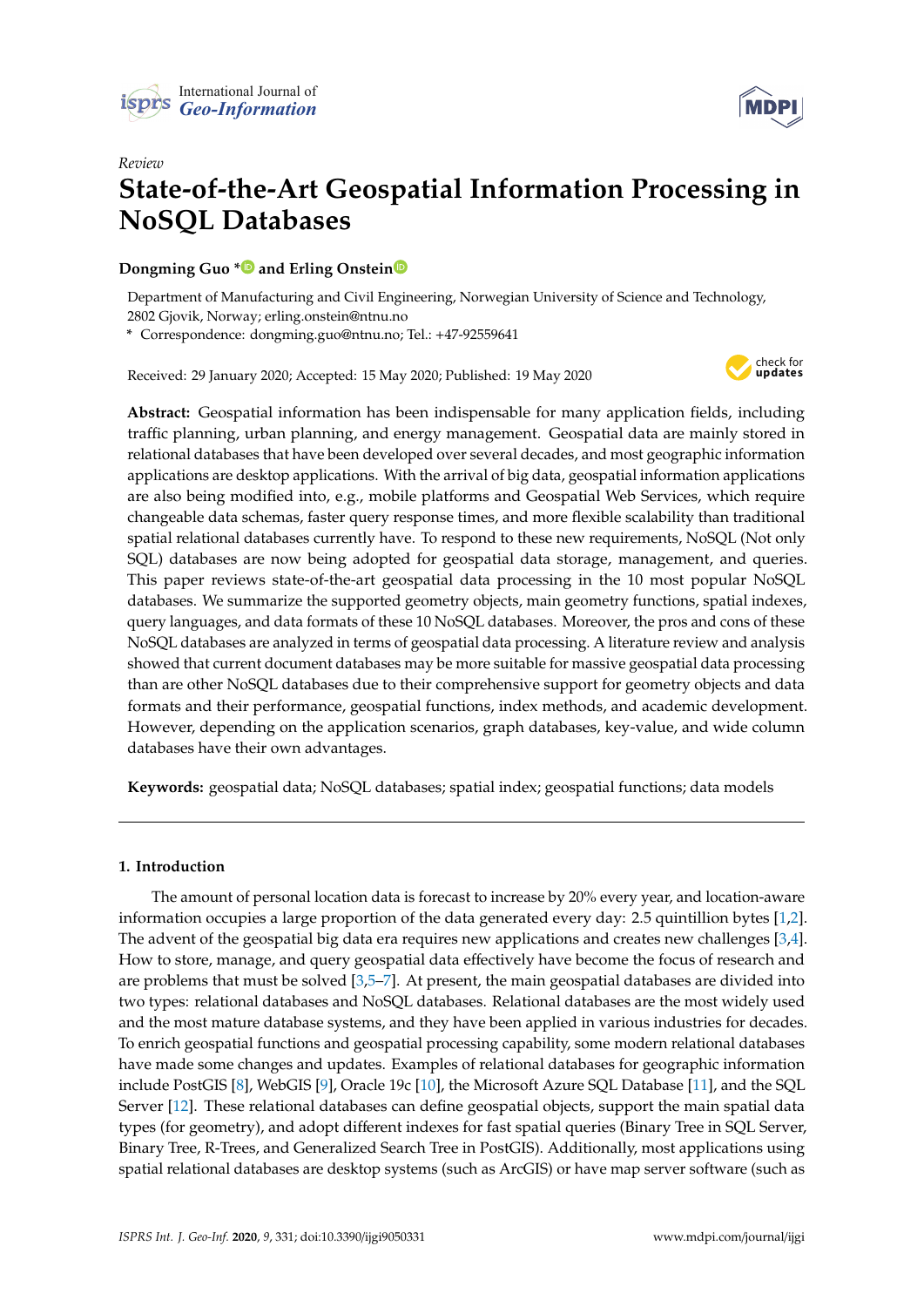*Review*

# State-of-the-Art Geospatial Information Processing in NoSQL Databases

**Dongming Guo \* and Erling Onstein**

Department of Manufacturing and Civil Engineering, Norwegian University of Science and Technology, 2802 Gjovik, Norway; erling.onstein@ntnu.no

\* Correspondence: dongming.guo@ntnu.no; Tel.: +47-92559641

Received: 29 January 2020; Accepted: 15 May 2020; Published: 19 May 2020

**Abstract:** Geospatial information has been indispensable for many application fields, including traffic planning, urban planning, and energy management. Geospatial data are mainly stored in relational databases that have been developed over several decades, and most geographic information applications are desktop applications. With the arrival of big data, geospatial information applications are also being modified into, e.g., mobile platforms and Geospatial Web Services, which require changeable data schemas, faster query response times, and more flexible scalability than traditional spatial relational databases currently have. To respond to these new requirements, NoSQL (Not only SQL) databases are now being adopted for geospatial data storage, management, and queries. This paper reviews state-of-the-art geospatial data processing in the 10 most popular NoSQL databases. We summarize the supported geometry objects, main geometry functions, spatial indexes, query languages, and data formats of these 10 NoSQL databases. Moreover, the pros and cons of these NoSQL databases are analyzed in terms of geospatial data processing. A literature review and analysis showed that current document databases may be more suitable for massive geospatial data processing than are other NoSQL databases due to their comprehensive support for geometry objects and data formats and their performance, geospatial functions, index methods, and academic development. However, depending on the application scenarios, graph databases, key-value, and wide column databases have their own advantages.

**Keywords:** geospatial data; NoSQL databases; spatial index; geospatial functions; data models

---

## 1. Introduction

The amount of personal location data is forecast to increase by 20% every year, and location-aware information occupies a large proportion of the data generated every day: 2.5 quintillion bytes [1,2]. The advent of the geospatial big data era requires new applications and creates new challenges [3,4]. How to store, manage, and query geospatial data effectively have become the focus of research and are problems that must be solved [3,5–7]. At present, the main geospatial databases are divided into two types: relational databases and NoSQL databases. Relational databases are the most widely used and the most mature database systems, and they have been applied in various industries for decades. To enrich geospatial functions and geospatial processing capability, some modern relational databases have made some changes and updates. Examples of relational databases for geographic information include PostGIS [8], WebGIS [9], Oracle 19c [10], the Microsoft Azure SQL Database [11], and the SQL Server [12]. These relational databases can define geospatial objects, support the main spatial data types (for geometry), and adopt different indexes for fast spatial queries (Binary Tree in SQL Server, Binary Tree, R-Trees, and Generalized Search Tree in PostGIS). Additionally, most applications using spatial relational databases are desktop systems (such as ArcGIS) or have map server software (such as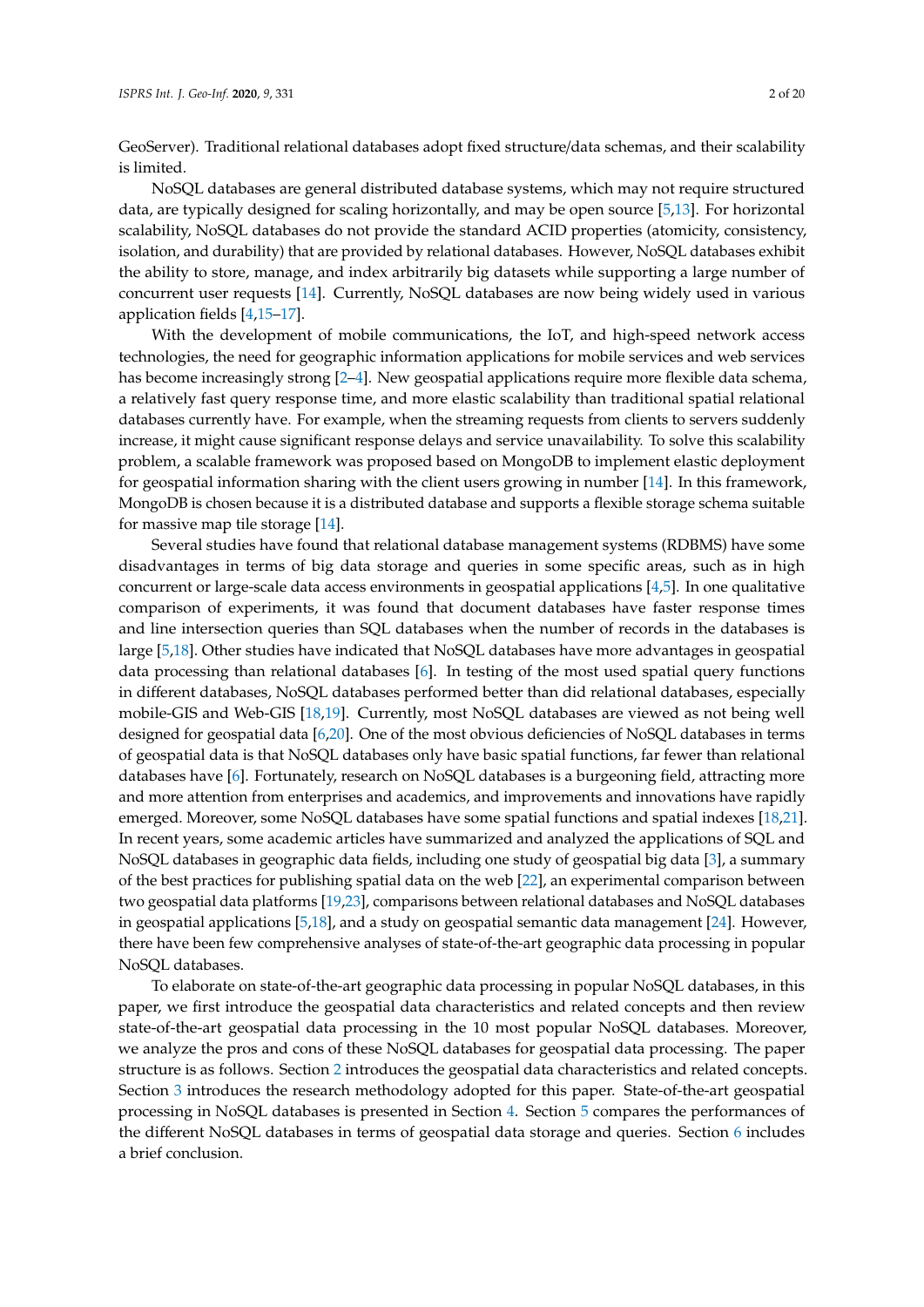GeoServer). Traditional relational databases adopt fixed structure/data schemas, and their scalability is limited.

NoSQL databases are general distributed database systems, which may not require structured data, are typically designed for scaling horizontally, and may be open source [5,13]. For horizontal scalability, NoSQL databases do not provide the standard ACID properties (atomicity, consistency, isolation, and durability) that are provided by relational databases. However, NoSQL databases exhibit the ability to store, manage, and index arbitrarily big datasets while supporting a large number of concurrent user requests [14]. Currently, NoSQL databases are now being widely used in various application fields [4,15–17].

With the development of mobile communications, the IoT, and high-speed network access technologies, the need for geographic information applications for mobile services and web services has become increasingly strong [2–4]. New geospatial applications require more flexible data schema, a relatively fast query response time, and more elastic scalability than traditional spatial relational databases currently have. For example, when the streaming requests from clients to servers suddenly increase, it might cause significant response delays and service unavailability. To solve this scalability problem, a scalable framework was proposed based on MongoDB to implement elastic deployment for geospatial information sharing with the client users growing in number [14]. In this framework, MongoDB is chosen because it is a distributed database and supports a flexible storage schema suitable for massive map tile storage [14].

Several studies have found that relational database management systems (RDBMS) have some disadvantages in terms of big data storage and queries in some specific areas, such as in high concurrent or large-scale data access environments in geospatial applications [4,5]. In one qualitative comparison of experiments, it was found that document databases have faster response times and line intersection queries than SQL databases when the number of records in the databases is large [5,18]. Other studies have indicated that NoSQL databases have more advantages in geospatial data processing than relational databases [6]. In testing of the most used spatial query functions in different databases, NoSQL databases performed better than did relational databases, especially mobile-GIS and Web-GIS [18,19]. Currently, most NoSQL databases are viewed as not being well designed for geospatial data [6,20]. One of the most obvious deficiencies of NoSQL databases in terms of geospatial data is that NoSQL databases only have basic spatial functions, far fewer than relational databases have [6]. Fortunately, research on NoSQL databases is a burgeoning field, attracting more and more attention from enterprises and academics, and improvements and innovations have rapidly emerged. Moreover, some NoSQL databases have some spatial functions and spatial indexes [18,21]. In recent years, some academic articles have summarized and analyzed the applications of SQL and NoSQL databases in geographic data fields, including one study of geospatial big data [3], a summary of the best practices for publishing spatial data on the web [22], an experimental comparison between two geospatial data platforms [19,23], comparisons between relational databases and NoSQL databases in geospatial applications [5,18], and a study on geospatial semantic data management [24]. However, there have been few comprehensive analyses of state-of-the-art geographic data processing in popular NoSQL databases.

To elaborate on state-of-the-art geographic data processing in popular NoSQL databases, in this paper, we first introduce the geospatial data characteristics and related concepts and then review state-of-the-art geospatial data processing in the 10 most popular NoSQL databases. Moreover, we analyze the pros and cons of these NoSQL databases for geospatial data processing. The paper structure is as follows. Section 2 introduces the geospatial data characteristics and related concepts. Section 3 introduces the research methodology adopted for this paper. State-of-the-art geospatial processing in NoSQL databases is presented in Section 4. Section 5 compares the performances of the different NoSQL databases in terms of geospatial data storage and queries. Section 6 includes a brief conclusion.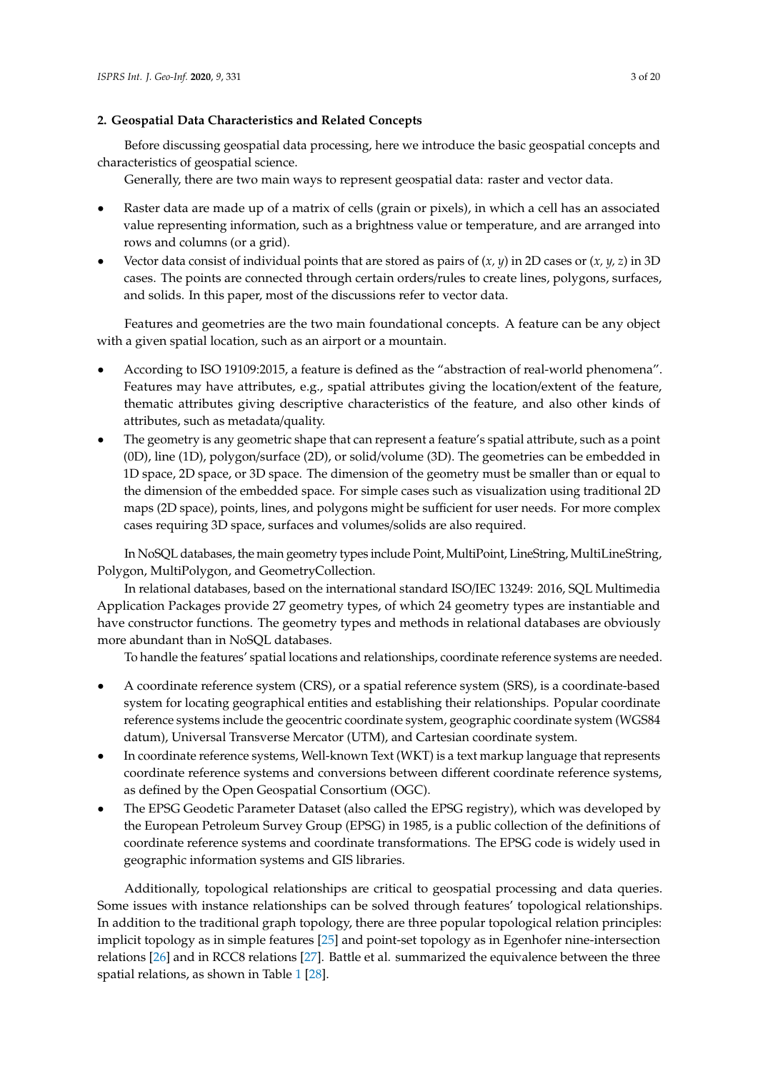## 2. Geospatial Data Characteristics and Related Concepts

Before discussing geospatial data processing, here we introduce the basic geospatial concepts and characteristics of geospatial science.

Generally, there are two main ways to represent geospatial data: raster and vector data.

- Raster data are made up of a matrix of cells (grain or pixels), in which a cell has an associated value representing information, such as a brightness value or temperature, and are arranged into rows and columns (or a grid).
- Vector data consist of individual points that are stored as pairs of $(x, y)$ in 2D cases or $(x, y, z)$ in 3D cases. The points are connected through certain orders/rules to create lines, polygons, surfaces, and solids. In this paper, most of the discussions refer to vector data.

Features and geometries are the two main foundational concepts. A feature can be any object with a given spatial location, such as an airport or a mountain.

- According to ISO 19109:2015, a feature is defined as the "abstraction of real-world phenomena". Features may have attributes, e.g., spatial attributes giving the location/extent of the feature, thematic attributes giving descriptive characteristics of the feature, and also other kinds of attributes, such as metadata/quality.
- The geometry is any geometric shape that can represent a feature's spatial attribute, such as a point (0D), line (1D), polygon/surface (2D), or solid/volume (3D). The geometries can be embedded in 1D space, 2D space, or 3D space. The dimension of the geometry must be smaller than or equal to the dimension of the embedded space. For simple cases such as visualization using traditional 2D maps (2D space), points, lines, and polygons might be sufficient for user needs. For more complex cases requiring 3D space, surfaces and volumes/solids are also required.

In NoSQL databases, the main geometry types include Point, MultiPoint, LineString, MultiLineString, Polygon, MultiPolygon, and GeometryCollection.

In relational databases, based on the international standard ISO/IEC 13249: 2016, SQL Multimedia Application Packages provide 27 geometry types, of which 24 geometry types are instantiable and have constructor functions. The geometry types and methods in relational databases are obviously more abundant than in NoSQL databases.

To handle the features' spatial locations and relationships, coordinate reference systems are needed.

- A coordinate reference system (CRS), or a spatial reference system (SRS), is a coordinate-based system for locating geographical entities and establishing their relationships. Popular coordinate reference systems include the geocentric coordinate system, geographic coordinate system (WGS84 datum), Universal Transverse Mercator (UTM), and Cartesian coordinate system.
- In coordinate reference systems, Well-known Text (WKT) is a text markup language that represents coordinate reference systems and conversions between different coordinate reference systems, as defined by the Open Geospatial Consortium (OGC).
- The EPSG Geodetic Parameter Dataset (also called the EPSG registry), which was developed by the European Petroleum Survey Group (EPSG) in 1985, is a public collection of the definitions of coordinate reference systems and coordinate transformations. The EPSG code is widely used in geographic information systems and GIS libraries.

Additionally, topological relationships are critical to geospatial processing and data queries. Some issues with instance relationships can be solved through features' topological relationships. In addition to the traditional graph topology, there are three popular topological relation principles: implicit topology as in simple features [25] and point-set topology as in Egenhofer nine-intersection relations [26] and in RCC8 relations [27]. Battle et al. summarized the equivalence between the three spatial relations, as shown in Table 1 [28].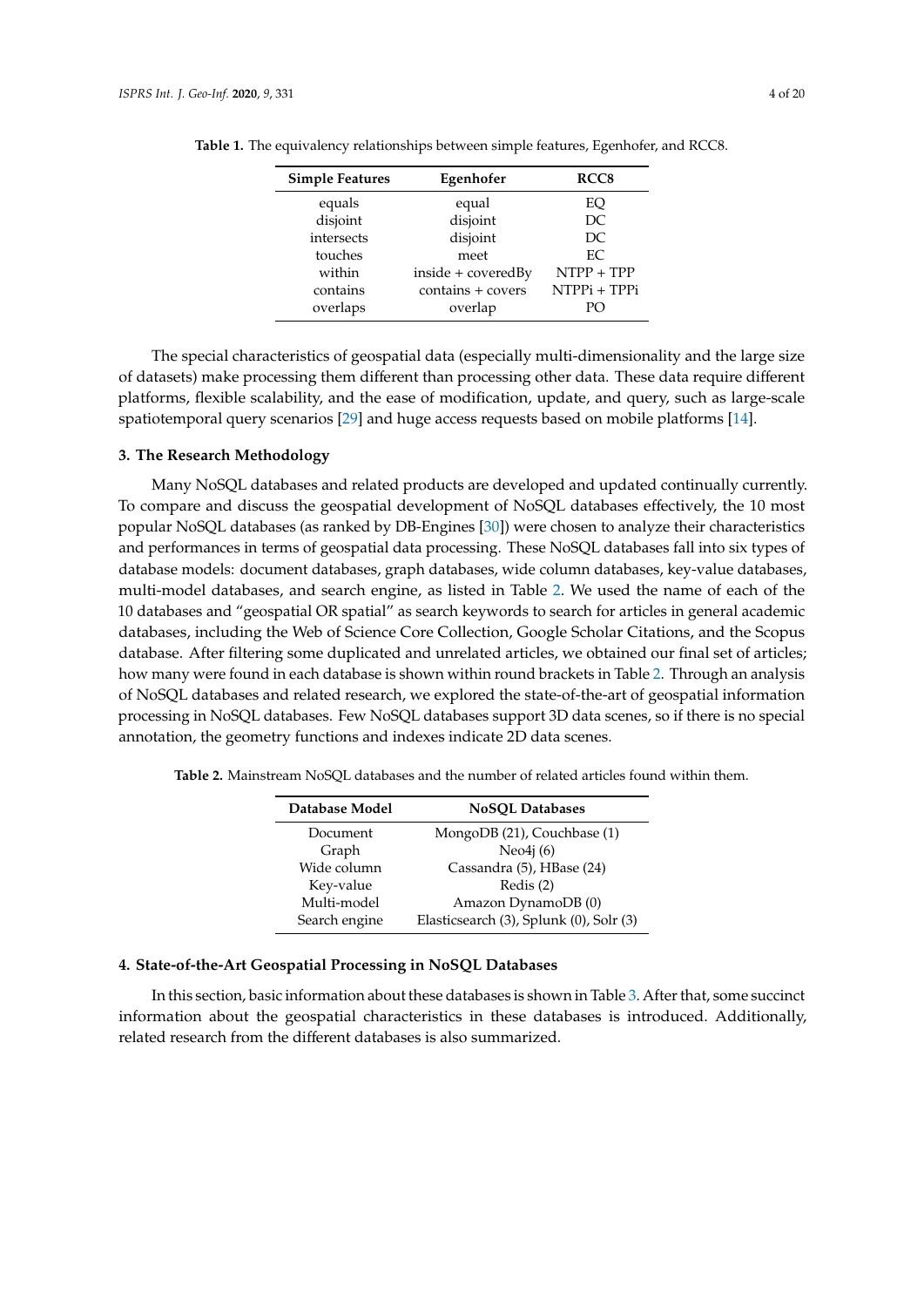**Table 1.** The equivalency relationships between simple features, Egenhofer, and RCC8.

| Simple Features | Egenhofer | RCC8 |
| --- | --- | --- |
| equals | equal | EQ |
| disjoint | disjoint | DC |
| intersects | disjoint | DC |
| touches | meet | EC |
| within | inside + coveredBy | NTPP + TPP |
| contains | contains + covers | NTPPi + TPPi |
| overlaps | overlap | PO |

The special characteristics of geospatial data (especially multi-dimensionality and the large size of datasets) make processing them different than processing other data. These data require different platforms, flexible scalability, and the ease of modification, update, and query, such as large-scale spatiotemporal query scenarios [29] and huge access requests based on mobile platforms [14].

## 3. The Research Methodology

Many NoSQL databases and related products are developed and updated continually currently. To compare and discuss the geospatial development of NoSQL databases effectively, the 10 most popular NoSQL databases (as ranked by DB-Engines [30]) were chosen to analyze their characteristics and performances in terms of geospatial data processing. These NoSQL databases fall into six types of database models: document databases, graph databases, wide column databases, key-value databases, multi-model databases, and search engine, as listed in Table 2. We used the name of each of the 10 databases and "geospatial OR spatial" as search keywords to search for articles in general academic databases, including the Web of Science Core Collection, Google Scholar Citations, and the Scopus database. After filtering some duplicated and unrelated articles, we obtained our final set of articles; how many were found in each database is shown within round brackets in Table 2. Through an analysis of NoSQL databases and related research, we explored the state-of-the-art of geospatial information processing in NoSQL databases. Few NoSQL databases support 3D data scenes, so if there is no special annotation, the geometry functions and indexes indicate 2D data scenes.

**Table 2.** Mainstream NoSQL databases and the number of related articles found within them.

| Database Model | NoSQL Databases |
| --- | --- |
| Document | MongoDB (21), Couchbase (1) |
| Graph | Neo4j (6) |
| Wide column | Cassandra (5), HBase (24) |
| Key-value | Redis (2) |
| Multi-model | Amazon DynamoDB (0) |
| Search engine | Elasticsearch (3), Splunk (0), Solr (3) |

## 4. State-of-the-Art Geospatial Processing in NoSQL Databases

In this section, basic information about these databases is shown in Table 3. After that, some succinct information about the geospatial characteristics in these databases is introduced. Additionally, related research from the different databases is also summarized.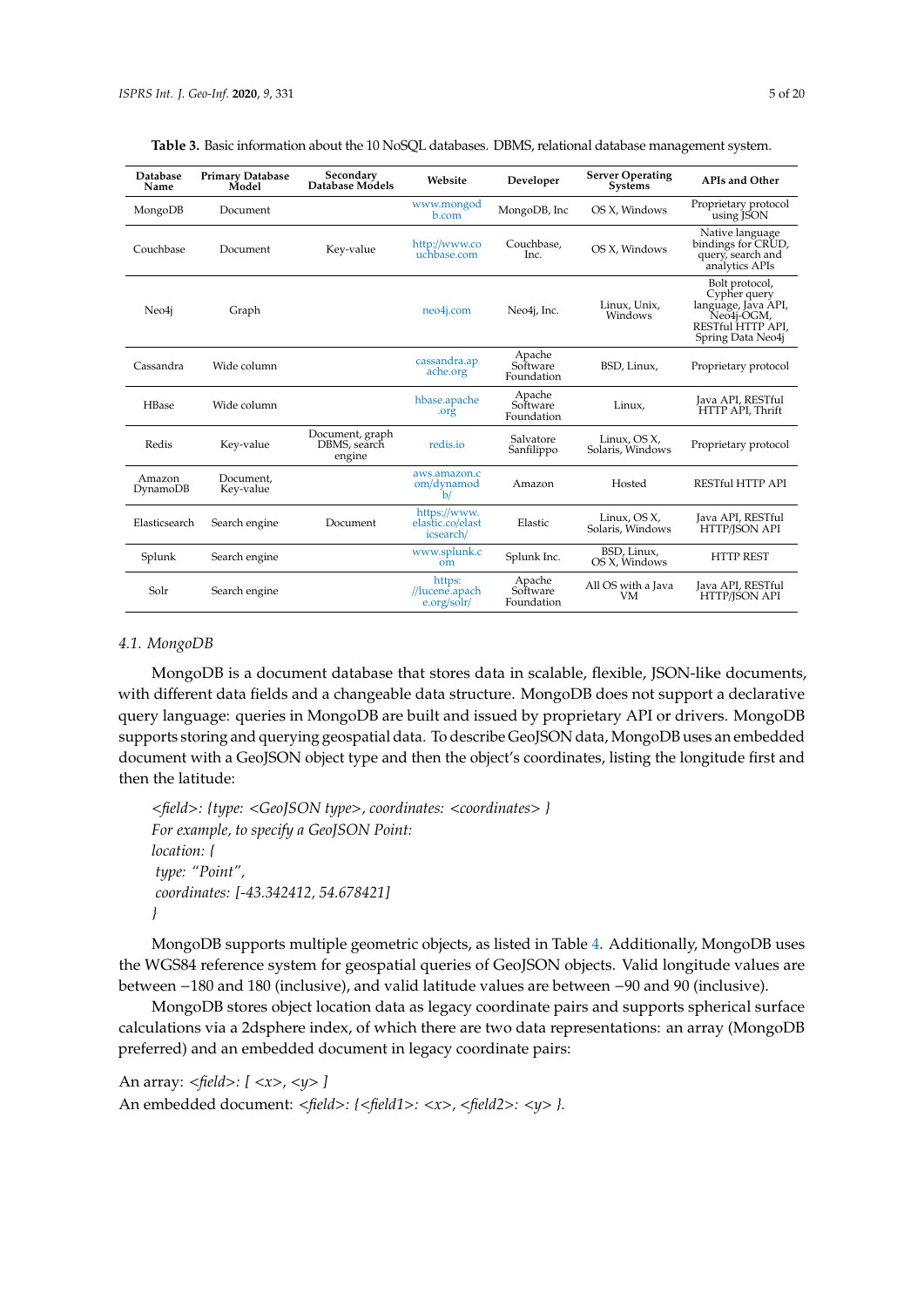**Table 3.** Basic information about the 10 NoSQL databases. DBMS, relational database management system.

| Database Name | Primary Database Model | Secondary Database Models | Website | Developer | Server Operating Systems | APIs and Other |
|---|---|---|---|---|---|---|
| MongoDB | Document | | www.mongodb.com | MongoDB, Inc | OS X, Windows | Proprietary protocol using JSON |
| Couchbase | Document | Key-value | http://www.couchbase.com | Couchbase, Inc. | OS X, Windows | Native language bindings for CRUD, query, search and analytics APIs |
| Neo4j | Graph | | neo4j.com | Neo4j, Inc. | Linux, Unix, Windows | Bolt protocol, Cypher query language, Java API, Neo4j-OGM, RESTful HTTP API, Spring Data Neo4j |
| Cassandra | Wide column | | cassandra.apache.org | Apache Software Foundation | BSD, Linux, | Proprietary protocol |
| HBase | Wide column | | hbase.apache.org | Apache Software Foundation | Linux, | Java API, RESTful HTTP API, Thrift |
| Redis | Key-value | Document, graph DBMS, search engine | redis.io | Salvatore Sanfilippo | Linux, OS X, Solaris, Windows | Proprietary protocol |
| Amazon DynamoDB | Document, Key-value | | aws.amazon.com/dynamodb/ | Amazon | Hosted | RESTful HTTP API |
| Elasticsearch | Search engine | Document | https://www.elastic.co/elasticsearch/ | Elastic | Linux, OS X, Solaris, Windows | Java API, RESTful HTTP/JSON API |
| Splunk | Search engine | | www.splunk.com | Splunk Inc. | BSD, Linux, OS X, Windows | HTTP REST |
| Solr | Search engine | | https://lucene.apache.org/solr/ | Apache Software Foundation | All OS with a Java VM | Java API, RESTful HTTP/JSON API |

### 4.1. MongoDB

MongoDB is a document database that stores data in scalable, flexible, JSON-like documents, with different data fields and a changeable data structure. MongoDB does not support a declarative query language: queries in MongoDB are built and issued by proprietary API or drivers. MongoDB supports storing and querying geospatial data. To describe GeoJSON data, MongoDB uses an embedded document with a GeoJSON object type and then the object's coordinates, listing the longitude first and then the latitude:

*<field>: {type: <GeoJSON type>, coordinates: <coordinates> }*
*For example, to specify a GeoJSON Point:*
*location: {*
*type: "Point",*
*coordinates: [-43.342412, 54.678421]*
*}*

MongoDB supports multiple geometric objects, as listed in Table 4. Additionally, MongoDB uses the WGS84 reference system for geospatial queries of GeoJSON objects. Valid longitude values are between −180 and 180 (inclusive), and valid latitude values are between −90 and 90 (inclusive).

MongoDB stores object location data as legacy coordinate pairs and supports spherical surface calculations via a 2dsphere index, of which there are two data representations: an array (MongoDB preferred) and an embedded document in legacy coordinate pairs:

An array: *<field>: [ <x>, <y> ]*
An embedded document: *<field>: {<field1>: <x>, <field2>: <y> }.*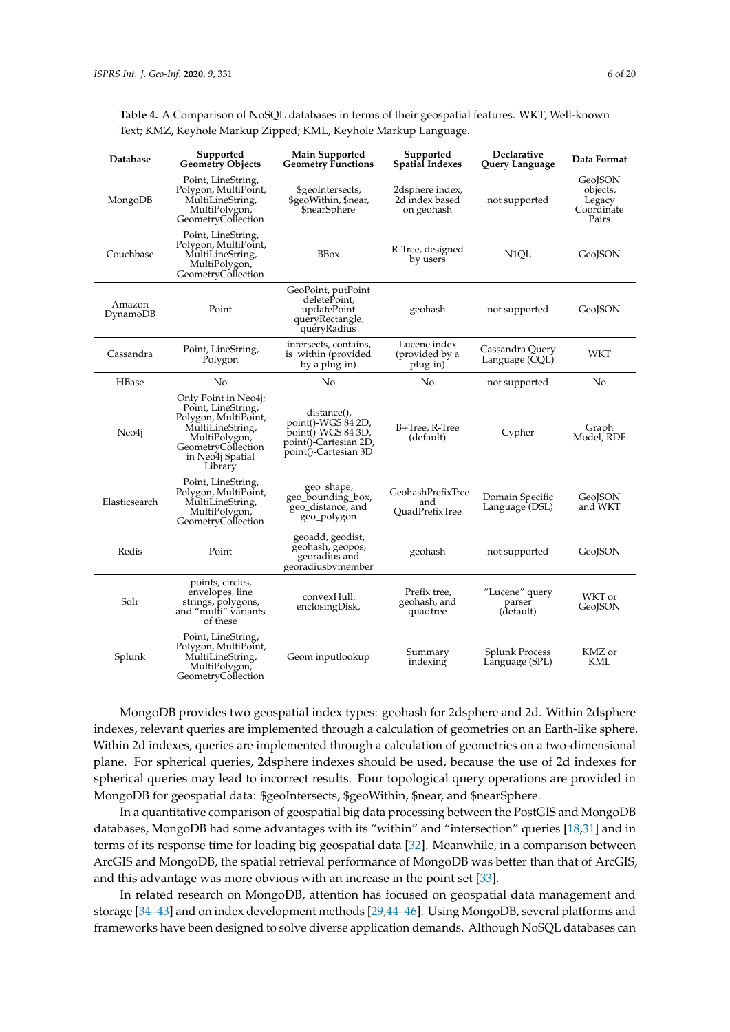**Table 4.** A Comparison of NoSQL databases in terms of their geospatial features. WKT, Well-known Text; KMZ, Keyhole Markup Zipped; KML, Keyhole Markup Language.

| Database | Supported Geometry Objects | Main Supported Geometry Functions | Supported Spatial Indexes | Declarative Query Language | Data Format |
|---|---|---|---|---|---|
| MongoDB | Point, LineString, Polygon, MultiPoint, MultiLineString, MultiPolygon, GeometryCollection | $geoIntersects, $geoWithin, $near, $nearSphere | 2dsphere index, 2d index based on geohash | not supported | GeoJSON objects, Legacy Coordinate Pairs |
| Couchbase | Point, LineString, Polygon, MultiPoint, MultiLineString, MultiPolygon, GeometryCollection | BBox | R-Tree, designed by users | N1QL | GeoJSON |
| Amazon DynamoDB | Point | GeoPoint, putPoint deletePoint, updatePoint queryRectangle, queryRadius | geohash | not supported | GeoJSON |
| Cassandra | Point, LineString, Polygon | intersects, contains, is_within (provided by a plug-in) | Lucene index (provided by a plug-in) | Cassandra Query Language (CQL) | WKT |
| HBase | No | No | No | not supported | No |
| Neo4j | Only Point in Neo4j; Point, LineString, Polygon, MultiPoint, MultiLineString, MultiPolygon, GeometryCollection in Neo4j Spatial Library | distance(), point()-WGS 84 2D, point()-WGS 84 3D, point()-Cartesian 2D, point()-Cartesian 3D | B+Tree, R-Tree (default) | Cypher | Graph Model, RDF |
| Elasticsearch | Point, LineString, Polygon, MultiPoint, MultiLineString, MultiPolygon, GeometryCollection | geo_shape, geo_bounding_box, geo_distance, and geo_polygon | GeohashPrefixTree and QuadPrefixTree | Domain Specific Language (DSL) | GeoJSON and WKT |
| Redis | Point | geoadd, geodist, geohash, geopos, georadius and georadiusbymember | geohash | not supported | GeoJSON |
| Solr | points, circles, envelopes, line strings, polygons, and "multi" variants of these | convexHull, enclosingDisk, | Prefix tree, geohash, and quadtree | "Lucene" query parser (default) | WKT or GeoJSON |
| Splunk | Point, LineString, Polygon, MultiPoint, MultiLineString, MultiPolygon, GeometryCollection | Geom inputlookup | Summary indexing | Splunk Process Language (SPL) | KMZ or KML |

MongoDB provides two geospatial index types: geohash for 2dsphere and 2d. Within 2dsphere indexes, relevant queries are implemented through a calculation of geometries on an Earth-like sphere. Within 2d indexes, queries are implemented through a calculation of geometries on a two-dimensional plane. For spherical queries, 2dsphere indexes should be used, because the use of 2d indexes for spherical queries may lead to incorrect results. Four topological query operations are provided in MongoDB for geospatial data: $geoIntersects, $geoWithin, $near, and $nearSphere.

In a quantitative comparison of geospatial big data processing between the PostGIS and MongoDB databases, MongoDB had some advantages with its "within" and "intersection" queries [18,31] and in terms of its response time for loading big geospatial data [32]. Meanwhile, in a comparison between ArcGIS and MongoDB, the spatial retrieval performance of MongoDB was better than that of ArcGIS, and this advantage was more obvious with an increase in the point set [33].

In related research on MongoDB, attention has focused on geospatial data management and storage [34–43] and on index development methods [29,44–46]. Using MongoDB, several platforms and frameworks have been designed to solve diverse application demands. Although NoSQL databases can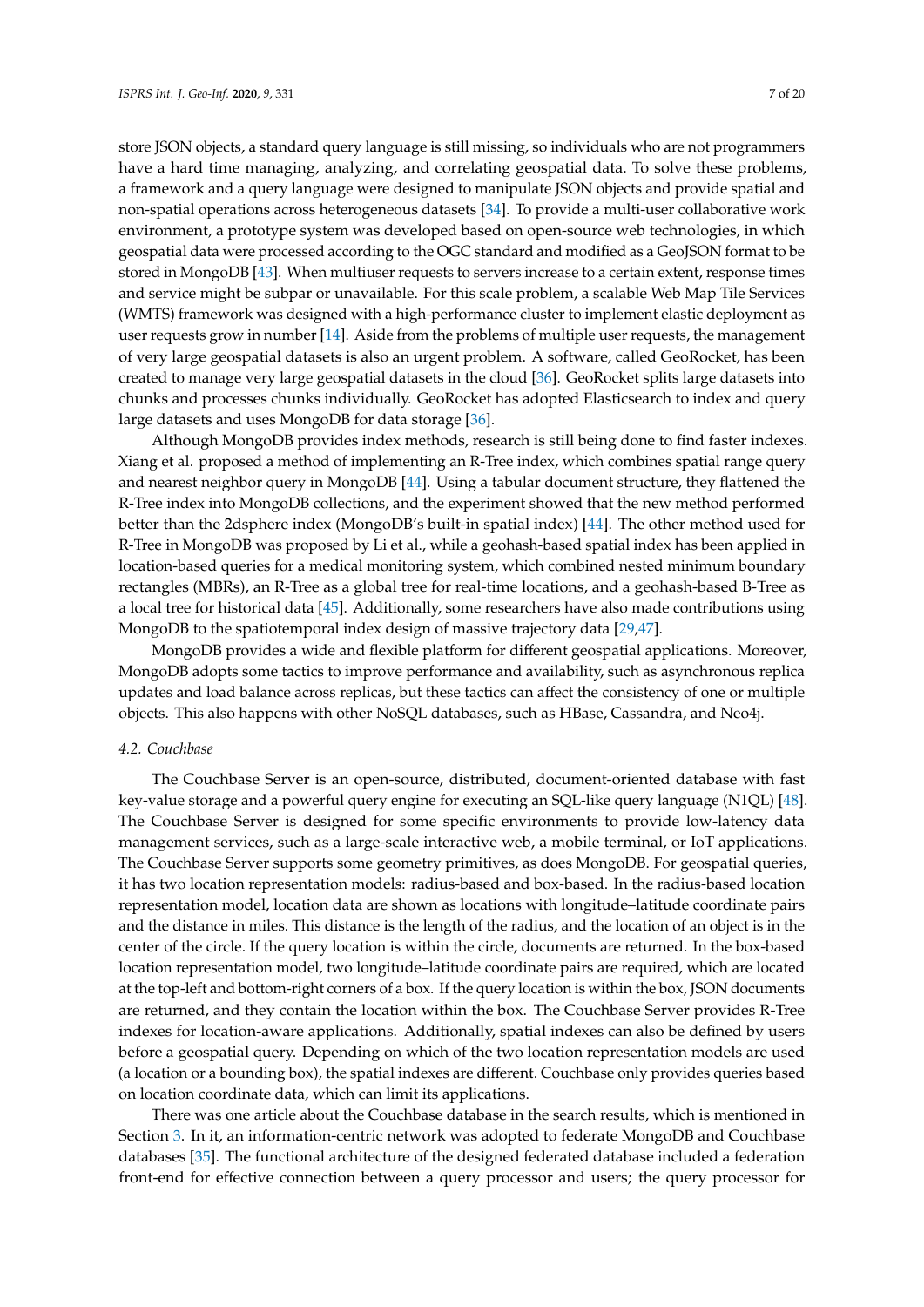store JSON objects, a standard query language is still missing, so individuals who are not programmers have a hard time managing, analyzing, and correlating geospatial data. To solve these problems, a framework and a query language were designed to manipulate JSON objects and provide spatial and non-spatial operations across heterogeneous datasets [34]. To provide a multi-user collaborative work environment, a prototype system was developed based on open-source web technologies, in which geospatial data were processed according to the OGC standard and modified as a GeoJSON format to be stored in MongoDB [43]. When multiuser requests to servers increase to a certain extent, response times and service might be subpar or unavailable. For this scale problem, a scalable Web Map Tile Services (WMTS) framework was designed with a high-performance cluster to implement elastic deployment as user requests grow in number [14]. Aside from the problems of multiple user requests, the management of very large geospatial datasets is also an urgent problem. A software, called GeoRocket, has been created to manage very large geospatial datasets in the cloud [36]. GeoRocket splits large datasets into chunks and processes chunks individually. GeoRocket has adopted Elasticsearch to index and query large datasets and uses MongoDB for data storage [36].

Although MongoDB provides index methods, research is still being done to find faster indexes. Xiang et al. proposed a method of implementing an R-Tree index, which combines spatial range query and nearest neighbor query in MongoDB [44]. Using a tabular document structure, they flattened the R-Tree index into MongoDB collections, and the experiment showed that the new method performed better than the 2dsphere index (MongoDB's built-in spatial index) [44]. The other method used for R-Tree in MongoDB was proposed by Li et al., while a geohash-based spatial index has been applied in location-based queries for a medical monitoring system, which combined nested minimum boundary rectangles (MBRs), an R-Tree as a global tree for real-time locations, and a geohash-based B-Tree as a local tree for historical data [45]. Additionally, some researchers have also made contributions using MongoDB to the spatiotemporal index design of massive trajectory data [29,47].

MongoDB provides a wide and flexible platform for different geospatial applications. Moreover, MongoDB adopts some tactics to improve performance and availability, such as asynchronous replica updates and load balance across replicas, but these tactics can affect the consistency of one or multiple objects. This also happens with other NoSQL databases, such as HBase, Cassandra, and Neo4j.

### *4.2. Couchbase*

The Couchbase Server is an open-source, distributed, document-oriented database with fast key-value storage and a powerful query engine for executing an SQL-like query language (N1QL) [48]. The Couchbase Server is designed for some specific environments to provide low-latency data management services, such as a large-scale interactive web, a mobile terminal, or IoT applications. The Couchbase Server supports some geometry primitives, as does MongoDB. For geospatial queries, it has two location representation models: radius-based and box-based. In the radius-based location representation model, location data are shown as locations with longitude–latitude coordinate pairs and the distance in miles. This distance is the length of the radius, and the location of an object is in the center of the circle. If the query location is within the circle, documents are returned. In the box-based location representation model, two longitude–latitude coordinate pairs are required, which are located at the top-left and bottom-right corners of a box. If the query location is within the box, JSON documents are returned, and they contain the location within the box. The Couchbase Server provides R-Tree indexes for location-aware applications. Additionally, spatial indexes can also be defined by users before a geospatial query. Depending on which of the two location representation models are used (a location or a bounding box), the spatial indexes are different. Couchbase only provides queries based on location coordinate data, which can limit its applications.

There was one article about the Couchbase database in the search results, which is mentioned in Section 3. In it, an information-centric network was adopted to federate MongoDB and Couchbase databases [35]. The functional architecture of the designed federated database included a federation front-end for effective connection between a query processor and users; the query processor for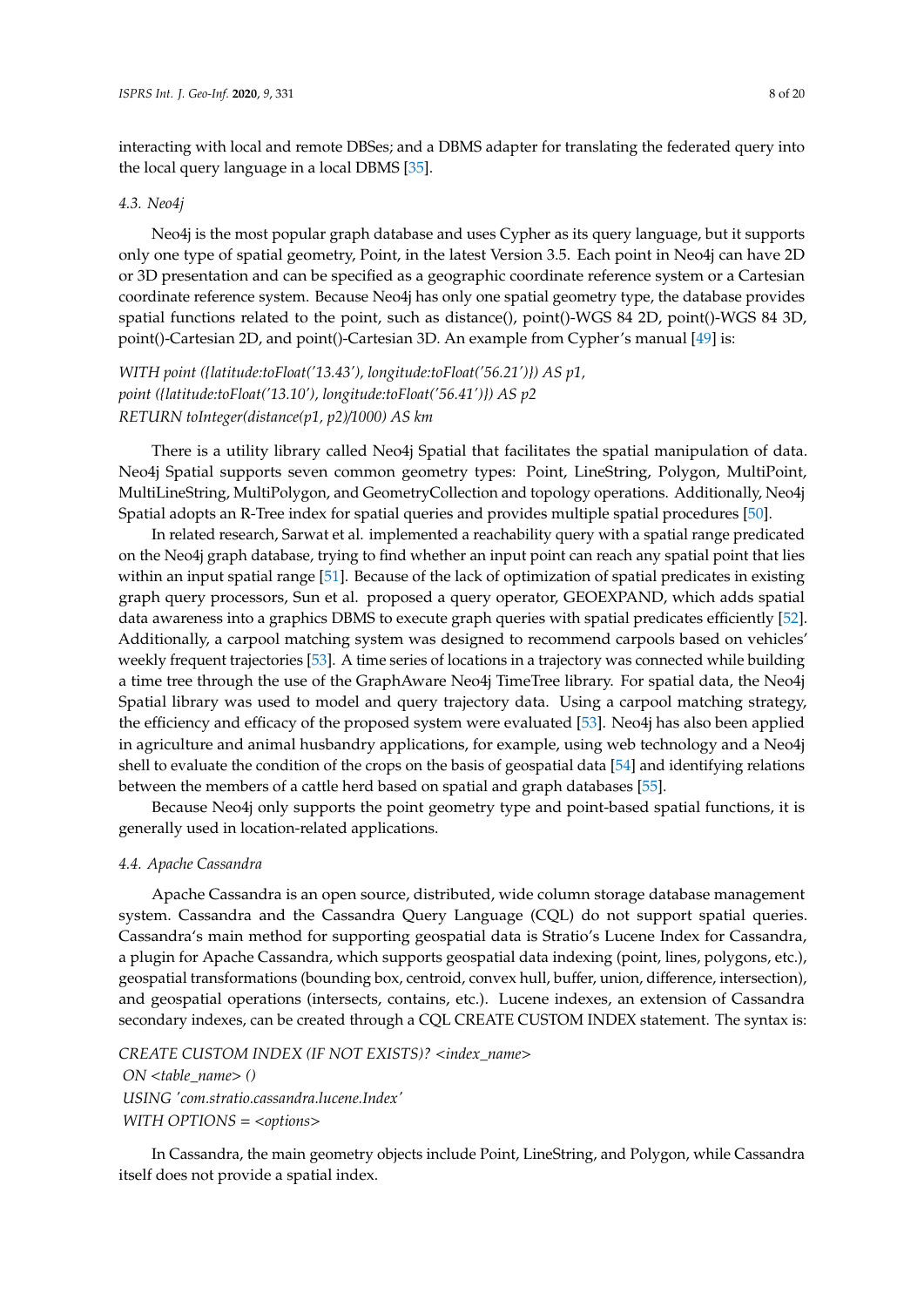interacting with local and remote DBSes; and a DBMS adapter for translating the federated query into the local query language in a local DBMS [35].

### 4.3. Neo4j

Neo4j is the most popular graph database and uses Cypher as its query language, but it supports only one type of spatial geometry, Point, in the latest Version 3.5. Each point in Neo4j can have 2D or 3D presentation and can be specified as a geographic coordinate reference system or a Cartesian coordinate reference system. Because Neo4j has only one spatial geometry type, the database provides spatial functions related to the point, such as distance(), point()-WGS 84 2D, point()-WGS 84 3D, point()-Cartesian 2D, and point()-Cartesian 3D. An example from Cypher's manual [49] is:

*WITH point ({latitude:toFloat('13.43'), longitude:toFloat('56.21')}) AS p1,*
*point ({latitude:toFloat('13.10'), longitude:toFloat('56.41')}) AS p2*
*RETURN toInteger(distance(p1, p2)/1000) AS km*

There is a utility library called Neo4j Spatial that facilitates the spatial manipulation of data. Neo4j Spatial supports seven common geometry types: Point, LineString, Polygon, MultiPoint, MultiLineString, MultiPolygon, and GeometryCollection and topology operations. Additionally, Neo4j Spatial adopts an R-Tree index for spatial queries and provides multiple spatial procedures [50].

In related research, Sarwat et al. implemented a reachability query with a spatial range predicated on the Neo4j graph database, trying to find whether an input point can reach any spatial point that lies within an input spatial range [51]. Because of the lack of optimization of spatial predicates in existing graph query processors, Sun et al. proposed a query operator, GEOEXPAND, which adds spatial data awareness into a graphics DBMS to execute graph queries with spatial predicates efficiently [52]. Additionally, a carpool matching system was designed to recommend carpools based on vehicles' weekly frequent trajectories [53]. A time series of locations in a trajectory was connected while building a time tree through the use of the GraphAware Neo4j TimeTree library. For spatial data, the Neo4j Spatial library was used to model and query trajectory data. Using a carpool matching strategy, the efficiency and efficacy of the proposed system were evaluated [53]. Neo4j has also been applied in agriculture and animal husbandry applications, for example, using web technology and a Neo4j shell to evaluate the condition of the crops on the basis of geospatial data [54] and identifying relations between the members of a cattle herd based on spatial and graph databases [55].

Because Neo4j only supports the point geometry type and point-based spatial functions, it is generally used in location-related applications.

### 4.4. Apache Cassandra

Apache Cassandra is an open source, distributed, wide column storage database management system. Cassandra and the Cassandra Query Language (CQL) do not support spatial queries. Cassandra's main method for supporting geospatial data is Stratio's Lucene Index for Cassandra, a plugin for Apache Cassandra, which supports geospatial data indexing (point, lines, polygons, etc.), geospatial transformations (bounding box, centroid, convex hull, buffer, union, difference, intersection), and geospatial operations (intersects, contains, etc.). Lucene indexes, an extension of Cassandra secondary indexes, can be created through a CQL CREATE CUSTOM INDEX statement. The syntax is:

*CREATE CUSTOM INDEX (IF NOT EXISTS)? <index_name>*
*ON <table_name> ()*
*USING 'com.stratio.cassandra.lucene.Index'*
*WITH OPTIONS = <options>*

In Cassandra, the main geometry objects include Point, LineString, and Polygon, while Cassandra itself does not provide a spatial index.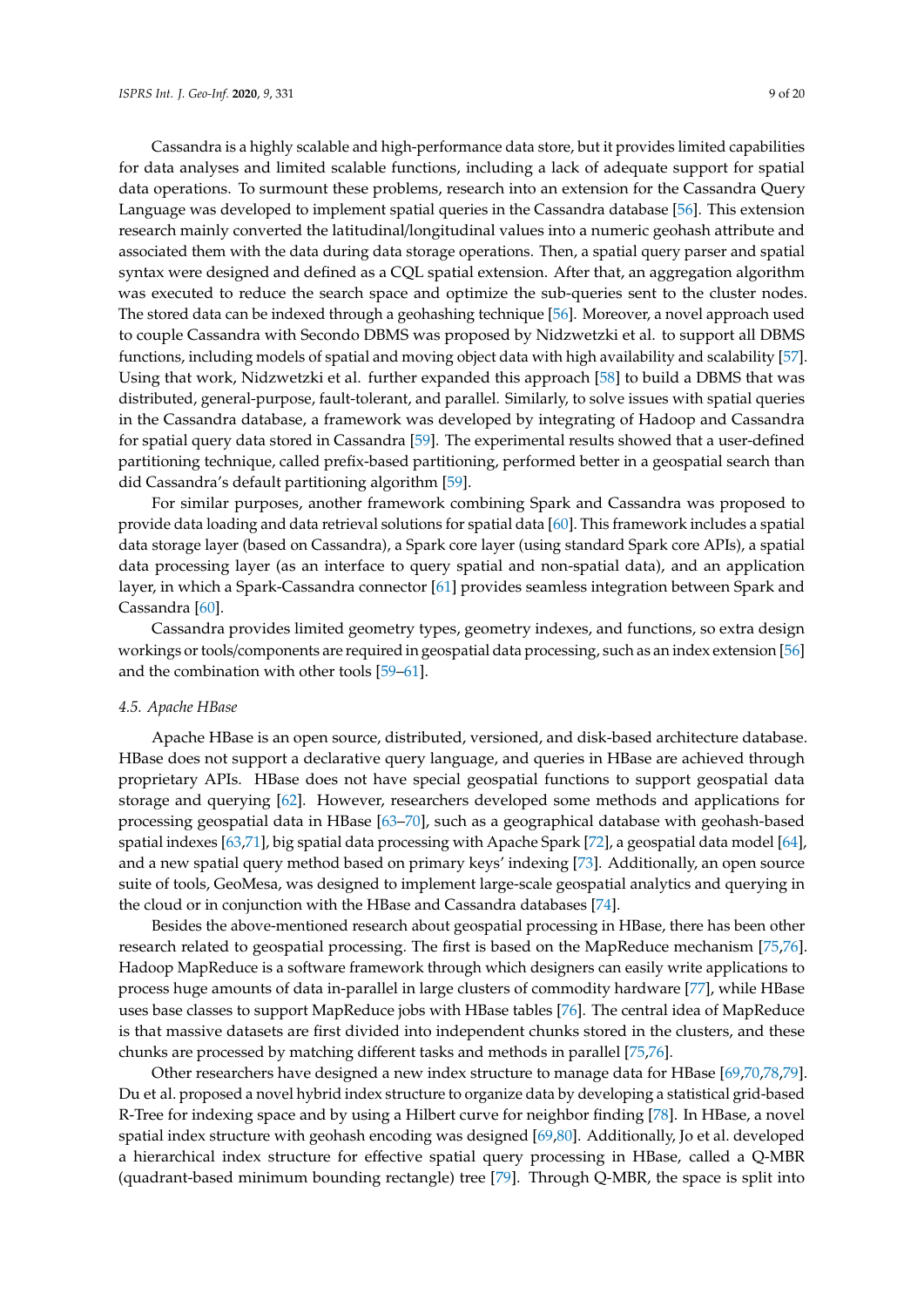Cassandra is a highly scalable and high-performance data store, but it provides limited capabilities for data analyses and limited scalable functions, including a lack of adequate support for spatial data operations. To surmount these problems, research into an extension for the Cassandra Query Language was developed to implement spatial queries in the Cassandra database [56]. This extension research mainly converted the latitudinal/longitudinal values into a numeric geohash attribute and associated them with the data during data storage operations. Then, a spatial query parser and spatial syntax were designed and defined as a CQL spatial extension. After that, an aggregation algorithm was executed to reduce the search space and optimize the sub-queries sent to the cluster nodes. The stored data can be indexed through a geohashing technique [56]. Moreover, a novel approach used to couple Cassandra with Secondo DBMS was proposed by Nidzwetzki et al. to support all DBMS functions, including models of spatial and moving object data with high availability and scalability [57]. Using that work, Nidzwetzki et al. further expanded this approach [58] to build a DBMS that was distributed, general-purpose, fault-tolerant, and parallel. Similarly, to solve issues with spatial queries in the Cassandra database, a framework was developed by integrating of Hadoop and Cassandra for spatial query data stored in Cassandra [59]. The experimental results showed that a user-defined partitioning technique, called prefix-based partitioning, performed better in a geospatial search than did Cassandra's default partitioning algorithm [59].

For similar purposes, another framework combining Spark and Cassandra was proposed to provide data loading and data retrieval solutions for spatial data [60]. This framework includes a spatial data storage layer (based on Cassandra), a Spark core layer (using standard Spark core APIs), a spatial data processing layer (as an interface to query spatial and non-spatial data), and an application layer, in which a Spark-Cassandra connector [61] provides seamless integration between Spark and Cassandra [60].

Cassandra provides limited geometry types, geometry indexes, and functions, so extra design workings or tools/components are required in geospatial data processing, such as an index extension [56] and the combination with other tools [59–61].

### *4.5. Apache HBase*

Apache HBase is an open source, distributed, versioned, and disk-based architecture database. HBase does not support a declarative query language, and queries in HBase are achieved through proprietary APIs. HBase does not have special geospatial functions to support geospatial data storage and querying [62]. However, researchers developed some methods and applications for processing geospatial data in HBase [63–70], such as a geographical database with geohash-based spatial indexes [63,71], big spatial data processing with Apache Spark [72], a geospatial data model [64], and a new spatial query method based on primary keys' indexing [73]. Additionally, an open source suite of tools, GeoMesa, was designed to implement large-scale geospatial analytics and querying in the cloud or in conjunction with the HBase and Cassandra databases [74].

Besides the above-mentioned research about geospatial processing in HBase, there has been other research related to geospatial processing. The first is based on the MapReduce mechanism [75,76]. Hadoop MapReduce is a software framework through which designers can easily write applications to process huge amounts of data in-parallel in large clusters of commodity hardware [77], while HBase uses base classes to support MapReduce jobs with HBase tables [76]. The central idea of MapReduce is that massive datasets are first divided into independent chunks stored in the clusters, and these chunks are processed by matching different tasks and methods in parallel [75,76].

Other researchers have designed a new index structure to manage data for HBase [69,70,78,79]. Du et al. proposed a novel hybrid index structure to organize data by developing a statistical grid-based R-Tree for indexing space and by using a Hilbert curve for neighbor finding [78]. In HBase, a novel spatial index structure with geohash encoding was designed [69,80]. Additionally, Jo et al. developed a hierarchical index structure for effective spatial query processing in HBase, called a Q-MBR (quadrant-based minimum bounding rectangle) tree [79]. Through Q-MBR, the space is split into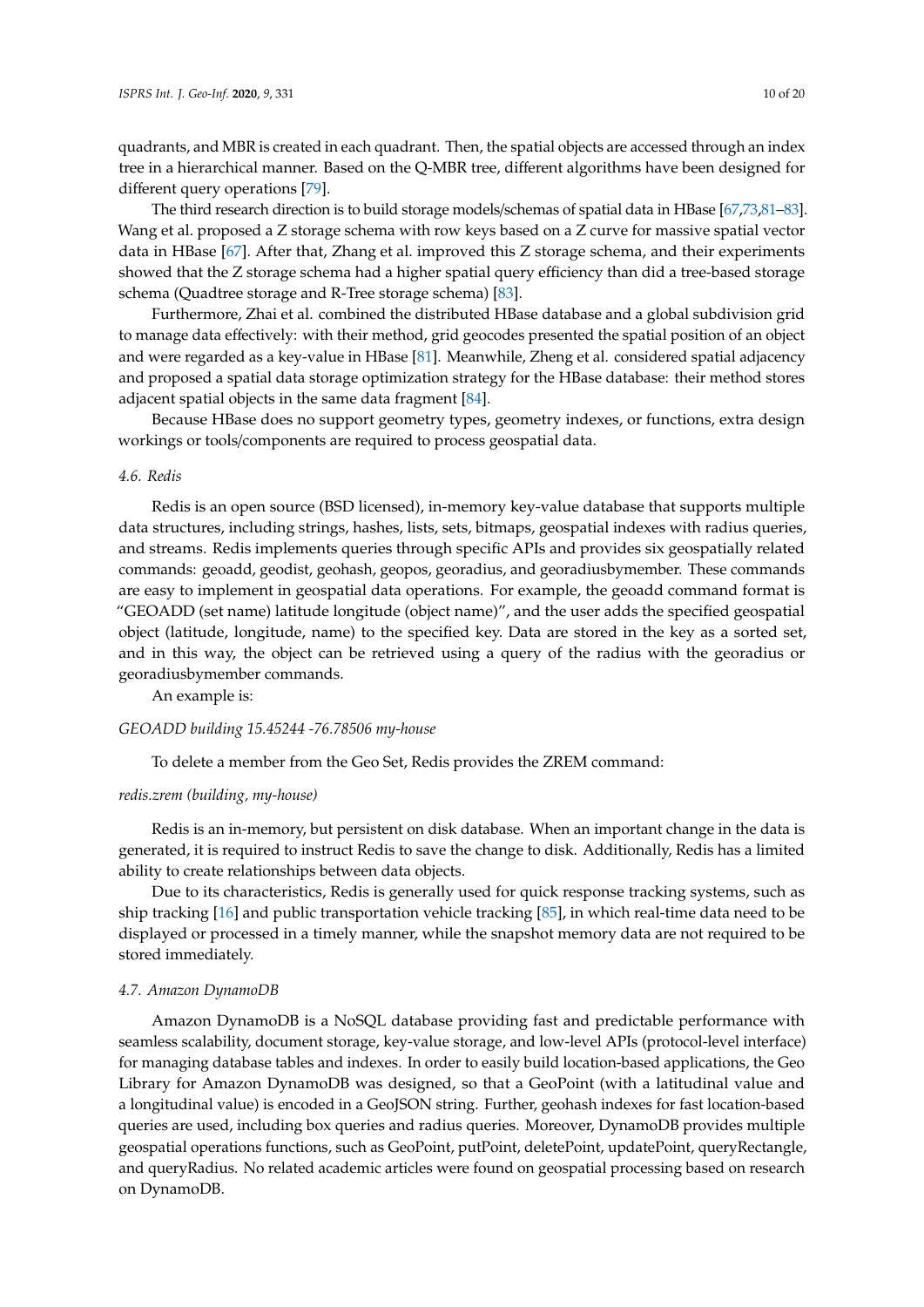quadrants, and MBR is created in each quadrant. Then, the spatial objects are accessed through an index tree in a hierarchical manner. Based on the Q-MBR tree, different algorithms have been designed for different query operations [79].

The third research direction is to build storage models/schemas of spatial data in HBase [67,73,81–83]. Wang et al. proposed a Z storage schema with row keys based on a Z curve for massive spatial vector data in HBase [67]. After that, Zhang et al. improved this Z storage schema, and their experiments showed that the Z storage schema had a higher spatial query efficiency than did a tree-based storage schema (Quadtree storage and R-Tree storage schema) [83].

Furthermore, Zhai et al. combined the distributed HBase database and a global subdivision grid to manage data effectively: with their method, grid geocodes presented the spatial position of an object and were regarded as a key-value in HBase [81]. Meanwhile, Zheng et al. considered spatial adjacency and proposed a spatial data storage optimization strategy for the HBase database: their method stores adjacent spatial objects in the same data fragment [84].

Because HBase does no support geometry types, geometry indexes, or functions, extra design workings or tools/components are required to process geospatial data.

### 4.6. Redis

Redis is an open source (BSD licensed), in-memory key-value database that supports multiple data structures, including strings, hashes, lists, sets, bitmaps, geospatial indexes with radius queries, and streams. Redis implements queries through specific APIs and provides six geospatially related commands: geoadd, geodist, geohash, geopos, georadius, and georadiusbymember. These commands are easy to implement in geospatial data operations. For example, the geoadd command format is "GEOADD (set name) latitude longitude (object name)", and the user adds the specified geospatial object (latitude, longitude, name) to the specified key. Data are stored in the key as a sorted set, and in this way, the object can be retrieved using a query of the radius with the georadius or georadiusbymember commands.

An example is:

*GEOADD building 15.45244 -76.78506 my-house*

To delete a member from the Geo Set, Redis provides the ZREM command:

*redis.zrem (building, my-house)*

Redis is an in-memory, but persistent on disk database. When an important change in the data is generated, it is required to instruct Redis to save the change to disk. Additionally, Redis has a limited ability to create relationships between data objects.

Due to its characteristics, Redis is generally used for quick response tracking systems, such as ship tracking [16] and public transportation vehicle tracking [85], in which real-time data need to be displayed or processed in a timely manner, while the snapshot memory data are not required to be stored immediately.

### 4.7. Amazon DynamoDB

Amazon DynamoDB is a NoSQL database providing fast and predictable performance with seamless scalability, document storage, key-value storage, and low-level APIs (protocol-level interface) for managing database tables and indexes. In order to easily build location-based applications, the Geo Library for Amazon DynamoDB was designed, so that a GeoPoint (with a latitudinal value and a longitudinal value) is encoded in a GeoJSON string. Further, geohash indexes for fast location-based queries are used, including box queries and radius queries. Moreover, DynamoDB provides multiple geospatial operations functions, such as GeoPoint, putPoint, deletePoint, updatePoint, queryRectangle, and queryRadius. No related academic articles were found on geospatial processing based on research on DynamoDB.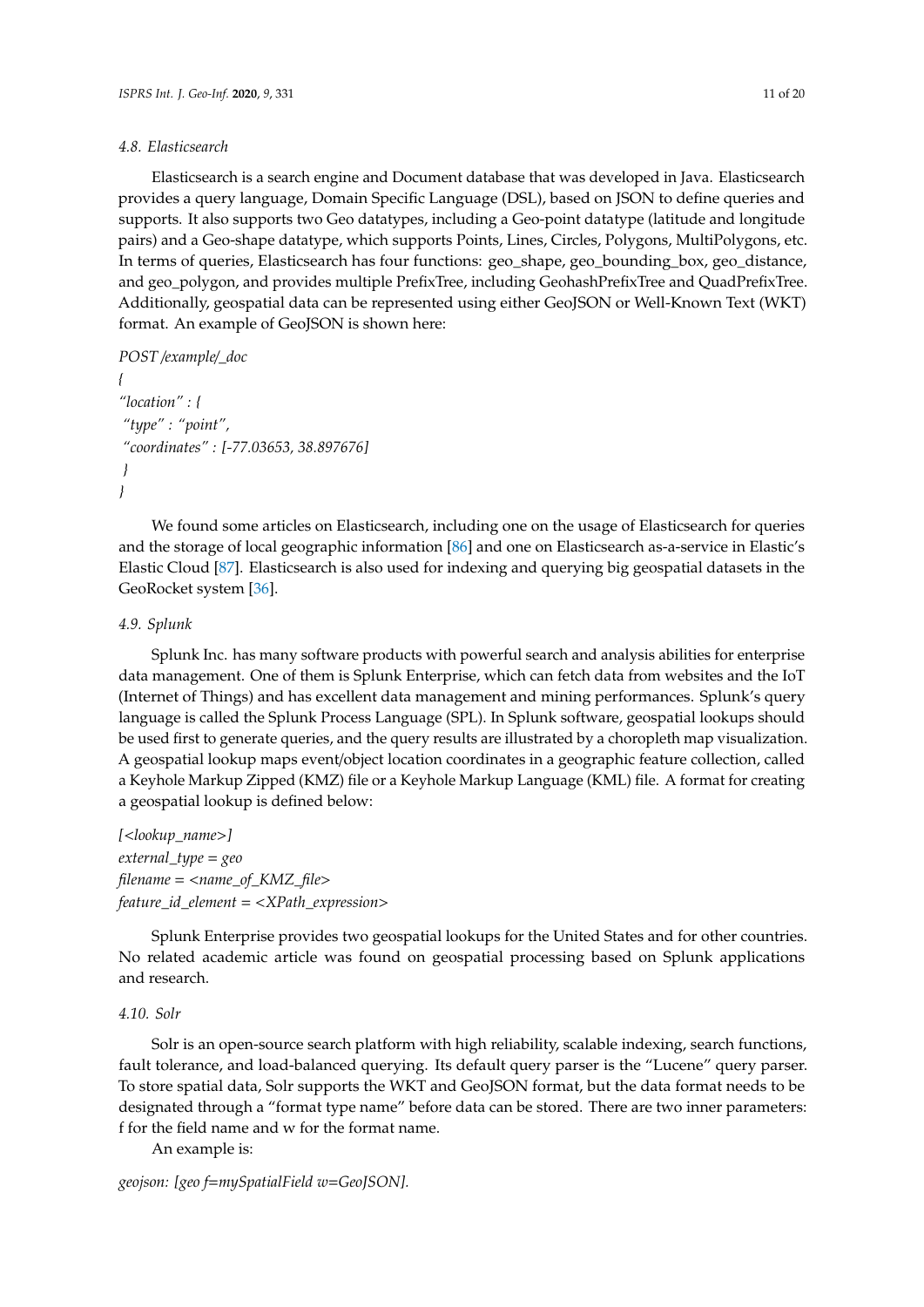### 4.8. Elasticsearch

Elasticsearch is a search engine and Document database that was developed in Java. Elasticsearch provides a query language, Domain Specific Language (DSL), based on JSON to define queries and supports. It also supports two Geo datatypes, including a Geo-point datatype (latitude and longitude pairs) and a Geo-shape datatype, which supports Points, Lines, Circles, Polygons, MultiPolygons, etc. In terms of queries, Elasticsearch has four functions: geo_shape, geo_bounding_box, geo_distance, and geo_polygon, and provides multiple PrefixTree, including GeohashPrefixTree and QuadPrefixTree. Additionally, geospatial data can be represented using either GeoJSON or Well-Known Text (WKT) format. An example of GeoJSON is shown here:

```
POST /example/_doc
{
"location" : {
 "type" : "point",
 "coordinates" : [-77.03653, 38.897676]
 }
}
```

We found some articles on Elasticsearch, including one on the usage of Elasticsearch for queries and the storage of local geographic information [86] and one on Elasticsearch as-a-service in Elastic's Elastic Cloud [87]. Elasticsearch is also used for indexing and querying big geospatial datasets in the GeoRocket system [36].

### 4.9. Splunk

Splunk Inc. has many software products with powerful search and analysis abilities for enterprise data management. One of them is Splunk Enterprise, which can fetch data from websites and the IoT (Internet of Things) and has excellent data management and mining performances. Splunk's query language is called the Splunk Process Language (SPL). In Splunk software, geospatial lookups should be used first to generate queries, and the query results are illustrated by a choropleth map visualization. A geospatial lookup maps event/object location coordinates in a geographic feature collection, called a Keyhole Markup Zipped (KMZ) file or a Keyhole Markup Language (KML) file. A format for creating a geospatial lookup is defined below:

```
[<lookup_name>]
external_type = geo
filename = <name_of_KMZ_file>
feature_id_element = <XPath_expression>
```

Splunk Enterprise provides two geospatial lookups for the United States and for other countries. No related academic article was found on geospatial processing based on Splunk applications and research.

### 4.10. Solr

Solr is an open-source search platform with high reliability, scalable indexing, search functions, fault tolerance, and load-balanced querying. Its default query parser is the "Lucene" query parser. To store spatial data, Solr supports the WKT and GeoJSON format, but the data format needs to be designated through a "format type name" before data can be stored. There are two inner parameters: f for the field name and w for the format name.

An example is:

```
geojson: [geo f=mySpatialField w=GeoJSON].
```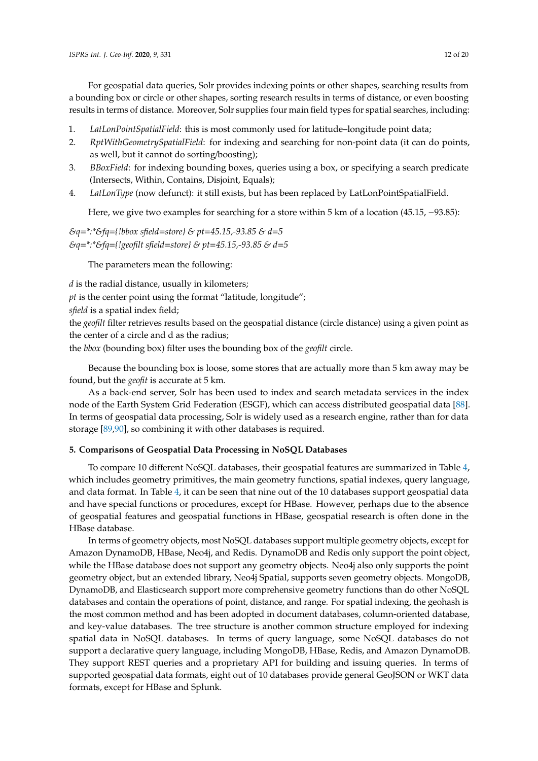For geospatial data queries, Solr provides indexing points or other shapes, searching results from a bounding box or circle or other shapes, sorting research results in terms of distance, or even boosting results in terms of distance. Moreover, Solr supplies four main field types for spatial searches, including:

1. *LatLonPointSpatialField*: this is most commonly used for latitude–longitude point data;
2. *RptWithGeometrySpatialField*: for indexing and searching for non-point data (it can do points, as well, but it cannot do sorting/boosting);
3. *BBoxField*: for indexing bounding boxes, queries using a box, or specifying a search predicate (Intersects, Within, Contains, Disjoint, Equals);
4. *LatLonType* (now defunct): it still exists, but has been replaced by LatLonPointSpatialField.

Here, we give two examples for searching for a store within 5 km of a location (45.15, −93.85):

*&q=*:*&fq={!bbox sfield=store} & pt=45.15,-93.85 & d=5*
*&q=*:*&fq={!geofilt sfield=store} & pt=45.15,-93.85 & d=5*

The parameters mean the following:

*d* is the radial distance, usually in kilometers;
*pt* is the center point using the format "latitude, longitude";
*sfield* is a spatial index field;
the *geofilt* filter retrieves results based on the geospatial distance (circle distance) using a given point as the center of a circle and d as the radius;
the *bbox* (bounding box) filter uses the bounding box of the *geofilt* circle.

Because the bounding box is loose, some stores that are actually more than 5 km away may be found, but the *geofit* is accurate at 5 km.

As a back-end server, Solr has been used to index and search metadata services in the index node of the Earth System Grid Federation (ESGF), which can access distributed geospatial data [88]. In terms of geospatial data processing, Solr is widely used as a research engine, rather than for data storage [89,90], so combining it with other databases is required.

## 5. Comparisons of Geospatial Data Processing in NoSQL Databases

To compare 10 different NoSQL databases, their geospatial features are summarized in Table 4, which includes geometry primitives, the main geometry functions, spatial indexes, query language, and data format. In Table 4, it can be seen that nine out of the 10 databases support geospatial data and have special functions or procedures, except for HBase. However, perhaps due to the absence of geospatial features and geospatial functions in HBase, geospatial research is often done in the HBase database.

In terms of geometry objects, most NoSQL databases support multiple geometry objects, except for Amazon DynamoDB, HBase, Neo4j, and Redis. DynamoDB and Redis only support the point object, while the HBase database does not support any geometry objects. Neo4j also only supports the point geometry object, but an extended library, Neo4j Spatial, supports seven geometry objects. MongoDB, DynamoDB, and Elasticsearch support more comprehensive geometry functions than do other NoSQL databases and contain the operations of point, distance, and range. For spatial indexing, the geohash is the most common method and has been adopted in document databases, column-oriented database, and key-value databases. The tree structure is another common structure employed for indexing spatial data in NoSQL databases. In terms of query language, some NoSQL databases do not support a declarative query language, including MongoDB, HBase, Redis, and Amazon DynamoDB. They support REST queries and a proprietary API for building and issuing queries. In terms of supported geospatial data formats, eight out of 10 databases provide general GeoJSON or WKT data formats, except for HBase and Splunk.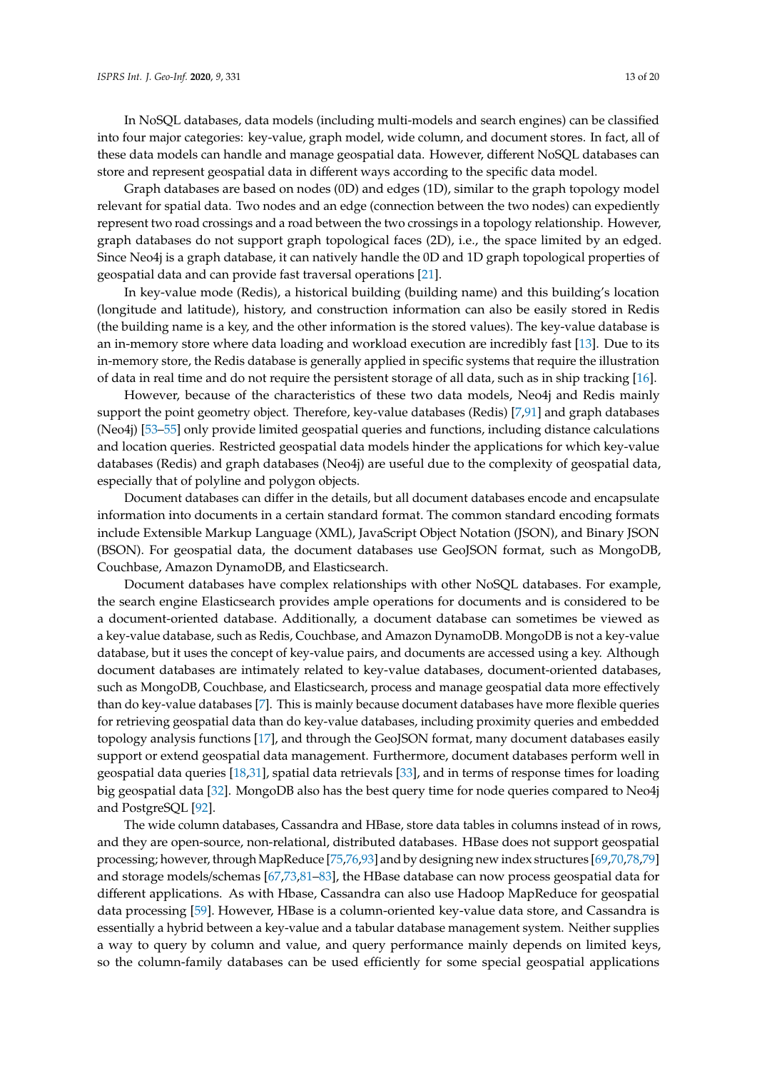In NoSQL databases, data models (including multi-models and search engines) can be classified into four major categories: key-value, graph model, wide column, and document stores. In fact, all of these data models can handle and manage geospatial data. However, different NoSQL databases can store and represent geospatial data in different ways according to the specific data model.

Graph databases are based on nodes (0D) and edges (1D), similar to the graph topology model relevant for spatial data. Two nodes and an edge (connection between the two nodes) can expediently represent two road crossings and a road between the two crossings in a topology relationship. However, graph databases do not support graph topological faces (2D), i.e., the space limited by an edged. Since Neo4j is a graph database, it can natively handle the 0D and 1D graph topological properties of geospatial data and can provide fast traversal operations [21].

In key-value mode (Redis), a historical building (building name) and this building's location (longitude and latitude), history, and construction information can also be easily stored in Redis (the building name is a key, and the other information is the stored values). The key-value database is an in-memory store where data loading and workload execution are incredibly fast [13]. Due to its in-memory store, the Redis database is generally applied in specific systems that require the illustration of data in real time and do not require the persistent storage of all data, such as in ship tracking [16].

However, because of the characteristics of these two data models, Neo4j and Redis mainly support the point geometry object. Therefore, key-value databases (Redis) [7,91] and graph databases (Neo4j) [53–55] only provide limited geospatial queries and functions, including distance calculations and location queries. Restricted geospatial data models hinder the applications for which key-value databases (Redis) and graph databases (Neo4j) are useful due to the complexity of geospatial data, especially that of polyline and polygon objects.

Document databases can differ in the details, but all document databases encode and encapsulate information into documents in a certain standard format. The common standard encoding formats include Extensible Markup Language (XML), JavaScript Object Notation (JSON), and Binary JSON (BSON). For geospatial data, the document databases use GeoJSON format, such as MongoDB, Couchbase, Amazon DynamoDB, and Elasticsearch.

Document databases have complex relationships with other NoSQL databases. For example, the search engine Elasticsearch provides ample operations for documents and is considered to be a document-oriented database. Additionally, a document database can sometimes be viewed as a key-value database, such as Redis, Couchbase, and Amazon DynamoDB. MongoDB is not a key-value database, but it uses the concept of key-value pairs, and documents are accessed using a key. Although document databases are intimately related to key-value databases, document-oriented databases, such as MongoDB, Couchbase, and Elasticsearch, process and manage geospatial data more effectively than do key-value databases [7]. This is mainly because document databases have more flexible queries for retrieving geospatial data than do key-value databases, including proximity queries and embedded topology analysis functions [17], and through the GeoJSON format, many document databases easily support or extend geospatial data management. Furthermore, document databases perform well in geospatial data queries [18,31], spatial data retrievals [33], and in terms of response times for loading big geospatial data [32]. MongoDB also has the best query time for node queries compared to Neo4j and PostgreSQL [92].

The wide column databases, Cassandra and HBase, store data tables in columns instead of in rows, and they are open-source, non-relational, distributed databases. HBase does not support geospatial processing; however, through MapReduce [75,76,93] and by designing new index structures [69,70,78,79] and storage models/schemas [67,73,81–83], the HBase database can now process geospatial data for different applications. As with Hbase, Cassandra can also use Hadoop MapReduce for geospatial data processing [59]. However, HBase is a column-oriented key-value data store, and Cassandra is essentially a hybrid between a key-value and a tabular database management system. Neither supplies a way to query by column and value, and query performance mainly depends on limited keys, so the column-family databases can be used efficiently for some special geospatial applications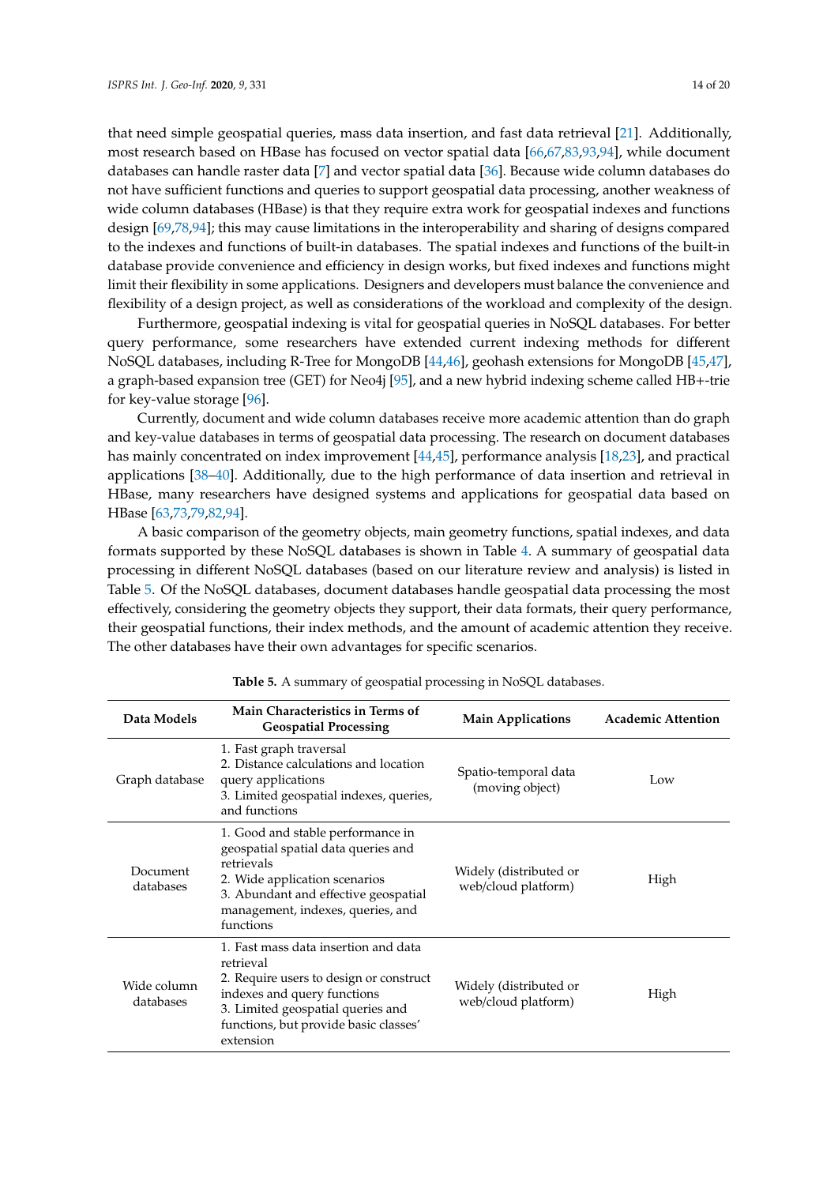that need simple geospatial queries, mass data insertion, and fast data retrieval [21]. Additionally, most research based on HBase has focused on vector spatial data [66,67,83,93,94], while document databases can handle raster data [7] and vector spatial data [36]. Because wide column databases do not have sufficient functions and queries to support geospatial data processing, another weakness of wide column databases (HBase) is that they require extra work for geospatial indexes and functions design [69,78,94]; this may cause limitations in the interoperability and sharing of designs compared to the indexes and functions of built-in databases. The spatial indexes and functions of the built-in database provide convenience and efficiency in design works, but fixed indexes and functions might limit their flexibility in some applications. Designers and developers must balance the convenience and flexibility of a design project, as well as considerations of the workload and complexity of the design.

Furthermore, geospatial indexing is vital for geospatial queries in NoSQL databases. For better query performance, some researchers have extended current indexing methods for different NoSQL databases, including R-Tree for MongoDB [44,46], geohash extensions for MongoDB [45,47], a graph-based expansion tree (GET) for Neo4j [95], and a new hybrid indexing scheme called HB+-trie for key-value storage [96].

Currently, document and wide column databases receive more academic attention than do graph and key-value databases in terms of geospatial data processing. The research on document databases has mainly concentrated on index improvement [44,45], performance analysis [18,23], and practical applications [38–40]. Additionally, due to the high performance of data insertion and retrieval in HBase, many researchers have designed systems and applications for geospatial data based on HBase [63,73,79,82,94].

A basic comparison of the geometry objects, main geometry functions, spatial indexes, and data formats supported by these NoSQL databases is shown in Table 4. A summary of geospatial data processing in different NoSQL databases (based on our literature review and analysis) is listed in Table 5. Of the NoSQL databases, document databases handle geospatial data processing the most effectively, considering the geometry objects they support, their data formats, their query performance, their geospatial functions, their index methods, and the amount of academic attention they receive. The other databases have their own advantages for specific scenarios.

**Table 5.** A summary of geospatial processing in NoSQL databases.

| Data Models | Main Characteristics in Terms of Geospatial Processing | Main Applications | Academic Attention |
|---|---|---|---|
| Graph database | 1. Fast graph traversal<br>2. Distance calculations and location query applications<br>3. Limited geospatial indexes, queries, and functions | Spatio-temporal data (moving object) | Low |
| Document databases | 1. Good and stable performance in geospatial spatial data queries and retrievals<br>2. Wide application scenarios<br>3. Abundant and effective geospatial management, indexes, queries, and functions | Widely (distributed or web/cloud platform) | High |
| Wide column databases | 1. Fast mass data insertion and data retrieval<br>2. Require users to design or construct indexes and query functions<br>3. Limited geospatial queries and functions, but provide basic classes' extension | Widely (distributed or web/cloud platform) | High |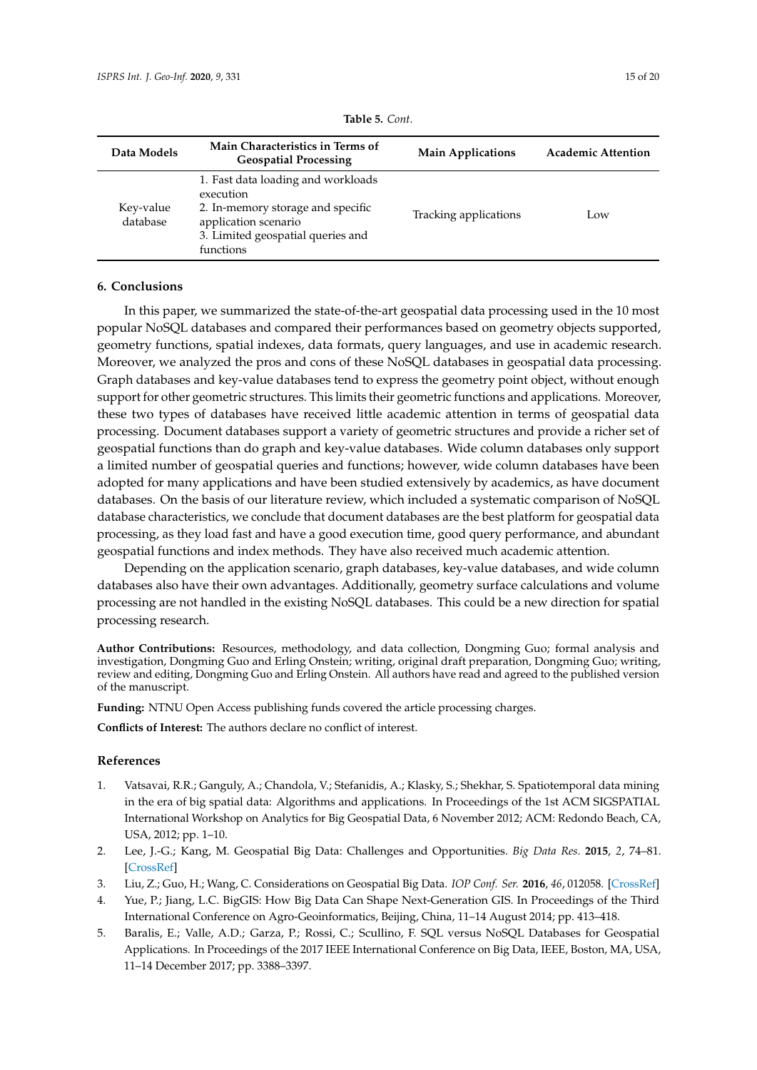**Table 5.** *Cont.*

| Data Models | Main Characteristics in Terms of Geospatial Processing | Main Applications | Academic Attention |
|---|---|---|---|
| Key-value database | 1. Fast data loading and workloads execution<br>2. In-memory storage and specific application scenario<br>3. Limited geospatial queries and functions | Tracking applications | Low |

## 6. Conclusions

In this paper, we summarized the state-of-the-art geospatial data processing used in the 10 most popular NoSQL databases and compared their performances based on geometry objects supported, geometry functions, spatial indexes, data formats, query languages, and use in academic research. Moreover, we analyzed the pros and cons of these NoSQL databases in geospatial data processing. Graph databases and key-value databases tend to express the geometry point object, without enough support for other geometric structures. This limits their geometric functions and applications. Moreover, these two types of databases have received little academic attention in terms of geospatial data processing. Document databases support a variety of geometric structures and provide a richer set of geospatial functions than do graph and key-value databases. Wide column databases only support a limited number of geospatial queries and functions; however, wide column databases have been adopted for many applications and have been studied extensively by academics, as have document databases. On the basis of our literature review, which included a systematic comparison of NoSQL database characteristics, we conclude that document databases are the best platform for geospatial data processing, as they load fast and have a good execution time, good query performance, and abundant geospatial functions and index methods. They have also received much academic attention.

Depending on the application scenario, graph databases, key-value databases, and wide column databases also have their own advantages. Additionally, geometry surface calculations and volume processing are not handled in the existing NoSQL databases. This could be a new direction for spatial processing research.

**Author Contributions:** Resources, methodology, and data collection, Dongming Guo; formal analysis and investigation, Dongming Guo and Erling Onstein; writing, original draft preparation, Dongming Guo; writing, review and editing, Dongming Guo and Erling Onstein. All authors have read and agreed to the published version of the manuscript.

**Funding:** NTNU Open Access publishing funds covered the article processing charges.

**Conflicts of Interest:** The authors declare no conflict of interest.

## References

1. Vatsavai, R.R.; Ganguly, A.; Chandola, V.; Stefanidis, A.; Klasky, S.; Shekhar, S. Spatiotemporal data mining in the era of big spatial data: Algorithms and applications. In Proceedings of the 1st ACM SIGSPATIAL International Workshop on Analytics for Big Geospatial Data, 6 November 2012; ACM: Redondo Beach, CA, USA, 2012; pp. 1–10.
2. Lee, J.-G.; Kang, M. Geospatial Big Data: Challenges and Opportunities. *Big Data Res.* **2015**, *2*, 74–81. [CrossRef]
3. Liu, Z.; Guo, H.; Wang, C. Considerations on Geospatial Big Data. *IOP Conf. Ser.* **2016**, *46*, 012058. [CrossRef]
4. Yue, P.; Jiang, L.C. BigGIS: How Big Data Can Shape Next-Generation GIS. In Proceedings of the Third International Conference on Agro-Geoinformatics, Beijing, China, 11–14 August 2014; pp. 413–418.
5. Baralis, E.; Valle, A.D.; Garza, P.; Rossi, C.; Scullino, F. SQL versus NoSQL Databases for Geospatial Applications. In Proceedings of the 2017 IEEE International Conference on Big Data, IEEE, Boston, MA, USA, 11–14 December 2017; pp. 3388–3397.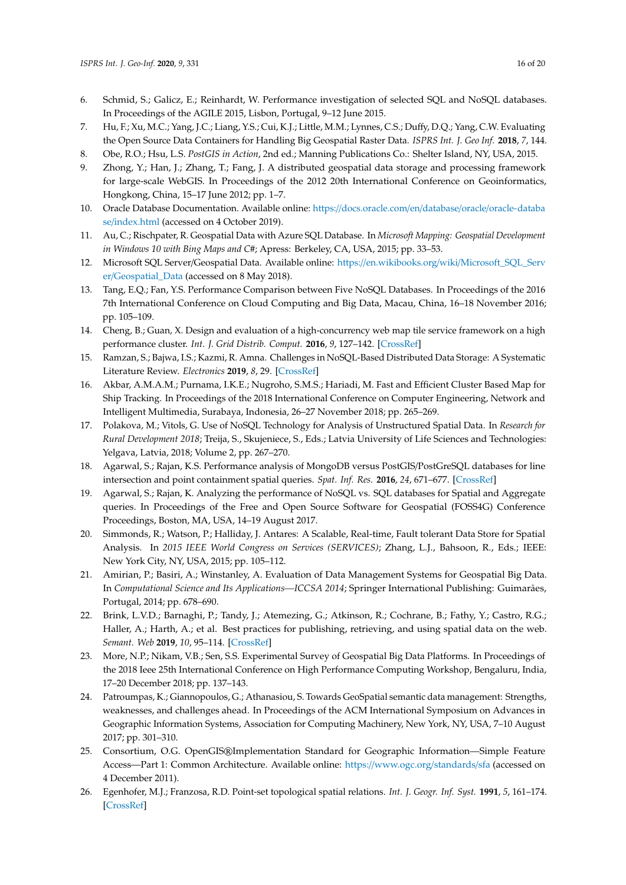6. Schmid, S.; Galicz, E.; Reinhardt, W. Performance investigation of selected SQL and NoSQL databases. In Proceedings of the AGILE 2015, Lisbon, Portugal, 9–12 June 2015.
7. Hu, F.; Xu, M.C.; Yang, J.C.; Liang, Y.S.; Cui, K.J.; Little, M.M.; Lynnes, C.S.; Duffy, D.Q.; Yang, C.W. Evaluating the Open Source Data Containers for Handling Big Geospatial Raster Data. *ISPRS Int. J. Geo Inf.* **2018**, *7*, 144.
8. Obe, R.O.; Hsu, L.S. *PostGIS in Action*, 2nd ed.; Manning Publications Co.: Shelter Island, NY, USA, 2015.
9. Zhong, Y.; Han, J.; Zhang, T.; Fang, J. A distributed geospatial data storage and processing framework for large-scale WebGIS. In Proceedings of the 2012 20th International Conference on Geoinformatics, Hongkong, China, 15–17 June 2012; pp. 1–7.
10. Oracle Database Documentation. Available online: https://docs.oracle.com/en/database/oracle/oracle-database/index.html (accessed on 4 October 2019).
11. Au, C.; Rischpater, R. Geospatial Data with Azure SQL Database. In *Microsoft Mapping: Geospatial Development in Windows 10 with Bing Maps and C#*; Apress: Berkeley, CA, USA, 2015; pp. 33–53.
12. Microsoft SQL Server/Geospatial Data. Available online: https://en.wikibooks.org/wiki/Microsoft_SQL_Server/Geospatial_Data (accessed on 8 May 2018).
13. Tang, E.Q.; Fan, Y.S. Performance Comparison between Five NoSQL Databases. In Proceedings of the 2016 7th International Conference on Cloud Computing and Big Data, Macau, China, 16–18 November 2016; pp. 105–109.
14. Cheng, B.; Guan, X. Design and evaluation of a high-concurrency web map tile service framework on a high performance cluster. *Int. J. Grid Distrib. Comput.* **2016**, *9*, 127–142. [CrossRef]
15. Ramzan, S.; Bajwa, I.S.; Kazmi, R. Amna. Challenges in NoSQL-Based Distributed Data Storage: A Systematic Literature Review. *Electronics* **2019**, *8*, 29. [CrossRef]
16. Akbar, A.M.A.M.; Purnama, I.K.E.; Nugroho, S.M.S.; Hariadi, M. Fast and Efficient Cluster Based Map for Ship Tracking. In Proceedings of the 2018 International Conference on Computer Engineering, Network and Intelligent Multimedia, Surabaya, Indonesia, 26–27 November 2018; pp. 265–269.
17. Polakova, M.; Vitols, G. Use of NoSQL Technology for Analysis of Unstructured Spatial Data. In *Research for Rural Development 2018*; Treija, S., Skujeniece, S., Eds.; Latvia University of Life Sciences and Technologies: Yelgava, Latvia, 2018; Volume 2, pp. 267–270.
18. Agarwal, S.; Rajan, K.S. Performance analysis of MongoDB versus PostGIS/PostGreSQL databases for line intersection and point containment spatial queries. *Spat. Inf. Res.* **2016**, *24*, 671–677. [CrossRef]
19. Agarwal, S.; Rajan, K. Analyzing the performance of NoSQL vs. SQL databases for Spatial and Aggregate queries. In Proceedings of the Free and Open Source Software for Geospatial (FOSS4G) Conference Proceedings, Boston, MA, USA, 14–19 August 2017.
20. Simmonds, R.; Watson, P.; Halliday, J. Antares: A Scalable, Real-time, Fault tolerant Data Store for Spatial Analysis. In *2015 IEEE World Congress on Services (SERVICES)*; Zhang, L.J., Bahsoon, R., Eds.; IEEE: New York City, NY, USA, 2015; pp. 105–112.
21. Amirian, P.; Basiri, A.; Winstanley, A. Evaluation of Data Management Systems for Geospatial Big Data. In *Computational Science and Its Applications—ICCSA 2014*; Springer International Publishing: Guimarães, Portugal, 2014; pp. 678–690.
22. Brink, L.V.D.; Barnaghi, P.; Tandy, J.; Atemezing, G.; Atkinson, R.; Cochrane, B.; Fathy, Y.; Castro, R.G.; Haller, A.; Harth, A.; et al. Best practices for publishing, retrieving, and using spatial data on the web. *Semant. Web* **2019**, *10*, 95–114. [CrossRef]
23. More, N.P.; Nikam, V.B.; Sen, S.S. Experimental Survey of Geospatial Big Data Platforms. In Proceedings of the 2018 Ieee 25th International Conference on High Performance Computing Workshop, Bengaluru, India, 17–20 December 2018; pp. 137–143.
24. Patroumpas, K.; Giannopoulos, G.; Athanasiou, S. Towards GeoSpatial semantic data management: Strengths, weaknesses, and challenges ahead. In Proceedings of the ACM International Symposium on Advances in Geographic Information Systems, Association for Computing Machinery, New York, NY, USA, 7–10 August 2017; pp. 301–310.
25. Consortium, O.G. OpenGIS®Implementation Standard for Geographic Information—Simple Feature Access—Part 1: Common Architecture. Available online: https://www.ogc.org/standards/sfa (accessed on 4 December 2011).
26. Egenhofer, M.J.; Franzosa, R.D. Point-set topological spatial relations. *Int. J. Geogr. Inf. Syst.* **1991**, *5*, 161–174. [CrossRef]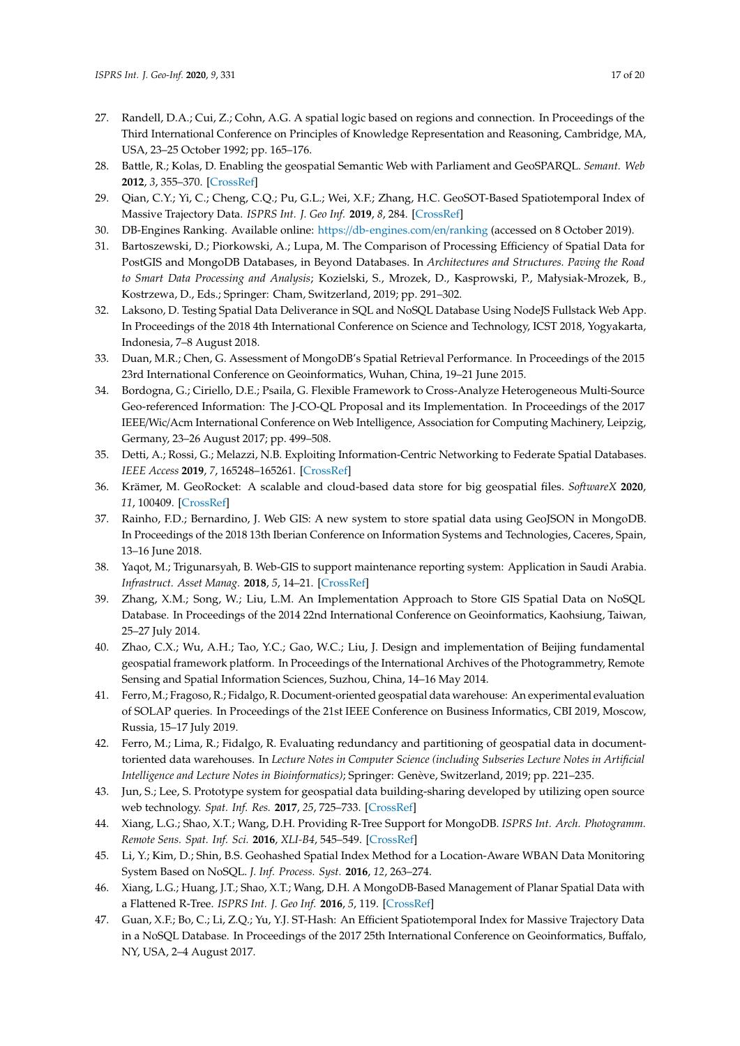27. Randell, D.A.; Cui, Z.; Cohn, A.G. A spatial logic based on regions and connection. In Proceedings of the Third International Conference on Principles of Knowledge Representation and Reasoning, Cambridge, MA, USA, 23–25 October 1992; pp. 165–176.
28. Battle, R.; Kolas, D. Enabling the geospatial Semantic Web with Parliament and GeoSPARQL. *Semant. Web* **2012**, *3*, 355–370. [CrossRef]
29. Qian, C.Y.; Yi, C.; Cheng, C.Q.; Pu, G.L.; Wei, X.F.; Zhang, H.C. GeoSOT-Based Spatiotemporal Index of Massive Trajectory Data. *ISPRS Int. J. Geo Inf.* **2019**, *8*, 284. [CrossRef]
30. DB-Engines Ranking. Available online: https://db-engines.com/en/ranking (accessed on 8 October 2019).
31. Bartoszewski, D.; Piorkowski, A.; Lupa, M. The Comparison of Processing Efficiency of Spatial Data for PostGIS and MongoDB Databases, in Beyond Databases. In *Architectures and Structures. Paving the Road to Smart Data Processing and Analysis*; Kozielski, S., Mrozek, D., Kasprowski, P., Małysiak-Mrozek, B., Kostrzewa, D., Eds.; Springer: Cham, Switzerland, 2019; pp. 291–302.
32. Laksono, D. Testing Spatial Data Deliverance in SQL and NoSQL Database Using NodeJS Fullstack Web App. In Proceedings of the 2018 4th International Conference on Science and Technology, ICST 2018, Yogyakarta, Indonesia, 7–8 August 2018.
33. Duan, M.R.; Chen, G. Assessment of MongoDB's Spatial Retrieval Performance. In Proceedings of the 2015 23rd International Conference on Geoinformatics, Wuhan, China, 19–21 June 2015.
34. Bordogna, G.; Ciriello, D.E.; Psaila, G. Flexible Framework to Cross-Analyze Heterogeneous Multi-Source Geo-referenced Information: The J-CO-QL Proposal and its Implementation. In Proceedings of the 2017 IEEE/Wic/Acm International Conference on Web Intelligence, Association for Computing Machinery, Leipzig, Germany, 23–26 August 2017; pp. 499–508.
35. Detti, A.; Rossi, G.; Melazzi, N.B. Exploiting Information-Centric Networking to Federate Spatial Databases. *IEEE Access* **2019**, *7*, 165248–165261. [CrossRef]
36. Krämer, M. GeoRocket: A scalable and cloud-based data store for big geospatial files. *SoftwareX* **2020**, *11*, 100409. [CrossRef]
37. Rainho, F.D.; Bernardino, J. Web GIS: A new system to store spatial data using GeoJSON in MongoDB. In Proceedings of the 2018 13th Iberian Conference on Information Systems and Technologies, Caceres, Spain, 13–16 June 2018.
38. Yaqot, M.; Trigunarsyah, B. Web-GIS to support maintenance reporting system: Application in Saudi Arabia. *Infrastruct. Asset Manag.* **2018**, *5*, 14–21. [CrossRef]
39. Zhang, X.M.; Song, W.; Liu, L.M. An Implementation Approach to Store GIS Spatial Data on NoSQL Database. In Proceedings of the 2014 22nd International Conference on Geoinformatics, Kaohsiung, Taiwan, 25–27 July 2014.
40. Zhao, C.X.; Wu, A.H.; Tao, Y.C.; Gao, W.C.; Liu, J. Design and implementation of Beijing fundamental geospatial framework platform. In Proceedings of the International Archives of the Photogrammetry, Remote Sensing and Spatial Information Sciences, Suzhou, China, 14–16 May 2014.
41. Ferro, M.; Fragoso, R.; Fidalgo, R. Document-oriented geospatial data warehouse: An experimental evaluation of SOLAP queries. In Proceedings of the 21st IEEE Conference on Business Informatics, CBI 2019, Moscow, Russia, 15–17 July 2019.
42. Ferro, M.; Lima, R.; Fidalgo, R. Evaluating redundancy and partitioning of geospatial data in document-toriented data warehouses. In *Lecture Notes in Computer Science (including Subseries Lecture Notes in Artificial Intelligence and Lecture Notes in Bioinformatics)*; Springer: Genève, Switzerland, 2019; pp. 221–235.
43. Jun, S.; Lee, S. Prototype system for geospatial data building-sharing developed by utilizing open source web technology. *Spat. Inf. Res.* **2017**, *25*, 725–733. [CrossRef]
44. Xiang, L.G.; Shao, X.T.; Wang, D.H. Providing R-Tree Support for MongoDB. *ISPRS Int. Arch. Photogramm. Remote Sens. Spat. Inf. Sci.* **2016**, *XLI-B4*, 545–549. [CrossRef]
45. Li, Y.; Kim, D.; Shin, B.S. Geohashed Spatial Index Method for a Location-Aware WBAN Data Monitoring System Based on NoSQL. *J. Inf. Process. Syst.* **2016**, *12*, 263–274.
46. Xiang, L.G.; Huang, J.T.; Shao, X.T.; Wang, D.H. A MongoDB-Based Management of Planar Spatial Data with a Flattened R-Tree. *ISPRS Int. J. Geo Inf.* **2016**, *5*, 119. [CrossRef]
47. Guan, X.F.; Bo, C.; Li, Z.Q.; Yu, Y.J. ST-Hash: An Efficient Spatiotemporal Index for Massive Trajectory Data in a NoSQL Database. In Proceedings of the 2017 25th International Conference on Geoinformatics, Buffalo, NY, USA, 2–4 August 2017.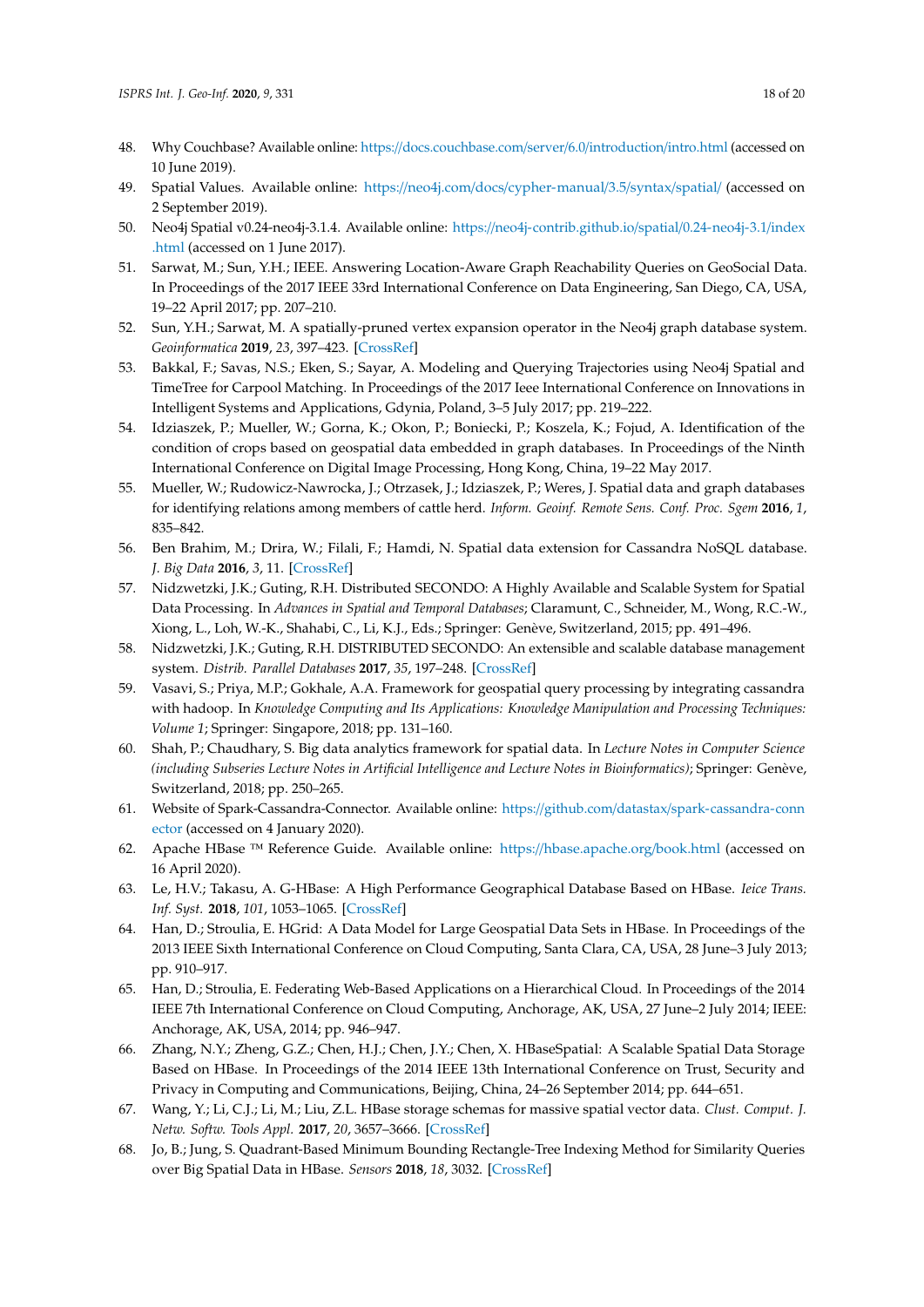48. Why Couchbase? Available online: https://docs.couchbase.com/server/6.0/introduction/intro.html (accessed on 10 June 2019).
49. Spatial Values. Available online: https://neo4j.com/docs/cypher-manual/3.5/syntax/spatial/ (accessed on 2 September 2019).
50. Neo4j Spatial v0.24-neo4j-3.1.4. Available online: https://neo4j-contrib.github.io/spatial/0.24-neo4j-3.1/index.html (accessed on 1 June 2017).
51. Sarwat, M.; Sun, Y.H.; IEEE. Answering Location-Aware Graph Reachability Queries on GeoSocial Data. In Proceedings of the 2017 IEEE 33rd International Conference on Data Engineering, San Diego, CA, USA, 19–22 April 2017; pp. 207–210.
52. Sun, Y.H.; Sarwat, M. A spatially-pruned vertex expansion operator in the Neo4j graph database system. *Geoinformatica* **2019**, *23*, 397–423. [CrossRef]
53. Bakkal, F.; Savas, N.S.; Eken, S.; Sayar, A. Modeling and Querying Trajectories using Neo4j Spatial and TimeTree for Carpool Matching. In Proceedings of the 2017 Ieee International Conference on Innovations in Intelligent Systems and Applications, Gdynia, Poland, 3–5 July 2017; pp. 219–222.
54. Idziaszek, P.; Mueller, W.; Gorna, K.; Okon, P.; Boniecki, P.; Koszela, K.; Fojud, A. Identification of the condition of crops based on geospatial data embedded in graph databases. In Proceedings of the Ninth International Conference on Digital Image Processing, Hong Kong, China, 19–22 May 2017.
55. Mueller, W.; Rudowicz-Nawrocka, J.; Otrzasek, J.; Idziaszek, P.; Weres, J. Spatial data and graph databases for identifying relations among members of cattle herd. *Inform. Geoinf. Remote Sens. Conf. Proc. Sgem* **2016**, *1*, 835–842.
56. Ben Brahim, M.; Drira, W.; Filali, F.; Hamdi, N. Spatial data extension for Cassandra NoSQL database. *J. Big Data* **2016**, *3*, 11. [CrossRef]
57. Nidzwetzki, J.K.; Guting, R.H. Distributed SECONDO: A Highly Available and Scalable System for Spatial Data Processing. In *Advances in Spatial and Temporal Databases*; Claramunt, C., Schneider, M., Wong, R.C.-W., Xiong, L., Loh, W.-K., Shahabi, C., Li, K.J., Eds.; Springer: Genève, Switzerland, 2015; pp. 491–496.
58. Nidzwetzki, J.K.; Guting, R.H. DISTRIBUTED SECONDO: An extensible and scalable database management system. *Distrib. Parallel Databases* **2017**, *35*, 197–248. [CrossRef]
59. Vasavi, S.; Priya, M.P.; Gokhale, A.A. Framework for geospatial query processing by integrating cassandra with hadoop. In *Knowledge Computing and Its Applications: Knowledge Manipulation and Processing Techniques: Volume 1*; Springer: Singapore, 2018; pp. 131–160.
60. Shah, P.; Chaudhary, S. Big data analytics framework for spatial data. In *Lecture Notes in Computer Science (including Subseries Lecture Notes in Artificial Intelligence and Lecture Notes in Bioinformatics)*; Springer: Genève, Switzerland, 2018; pp. 250–265.
61. Website of Spark-Cassandra-Connector. Available online: https://github.com/datastax/spark-cassandra-connector (accessed on 4 January 2020).
62. Apache HBase ™ Reference Guide. Available online: https://hbase.apache.org/book.html (accessed on 16 April 2020).
63. Le, H.V.; Takasu, A. G-HBase: A High Performance Geographical Database Based on HBase. *Ieice Trans. Inf. Syst.* **2018**, *101*, 1053–1065. [CrossRef]
64. Han, D.; Stroulia, E. HGrid: A Data Model for Large Geospatial Data Sets in HBase. In Proceedings of the 2013 IEEE Sixth International Conference on Cloud Computing, Santa Clara, CA, USA, 28 June–3 July 2013; pp. 910–917.
65. Han, D.; Stroulia, E. Federating Web-Based Applications on a Hierarchical Cloud. In Proceedings of the 2014 IEEE 7th International Conference on Cloud Computing, Anchorage, AK, USA, 27 June–2 July 2014; IEEE: Anchorage, AK, USA, 2014; pp. 946–947.
66. Zhang, N.Y.; Zheng, G.Z.; Chen, H.J.; Chen, J.Y.; Chen, X. HBaseSpatial: A Scalable Spatial Data Storage Based on HBase. In Proceedings of the 2014 IEEE 13th International Conference on Trust, Security and Privacy in Computing and Communications, Beijing, China, 24–26 September 2014; pp. 644–651.
67. Wang, Y.; Li, C.J.; Li, M.; Liu, Z.L. HBase storage schemas for massive spatial vector data. *Clust. Comput. J. Netw. Softw. Tools Appl.* **2017**, *20*, 3657–3666. [CrossRef]
68. Jo, B.; Jung, S. Quadrant-Based Minimum Bounding Rectangle-Tree Indexing Method for Similarity Queries over Big Spatial Data in HBase. *Sensors* **2018**, *18*, 3032. [CrossRef]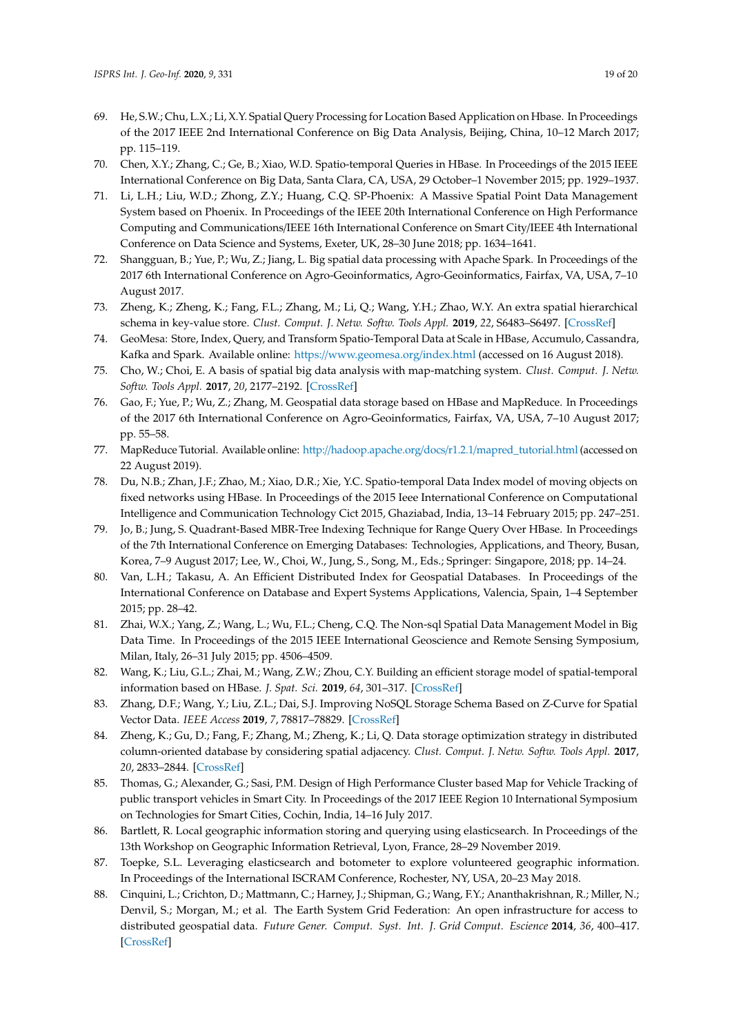69. He, S.W.; Chu, L.X.; Li, X.Y. Spatial Query Processing for Location Based Application on Hbase. In Proceedings of the 2017 IEEE 2nd International Conference on Big Data Analysis, Beijing, China, 10–12 March 2017; pp. 115–119.
70. Chen, X.Y.; Zhang, C.; Ge, B.; Xiao, W.D. Spatio-temporal Queries in HBase. In Proceedings of the 2015 IEEE International Conference on Big Data, Santa Clara, CA, USA, 29 October–1 November 2015; pp. 1929–1937.
71. Li, L.H.; Liu, W.D.; Zhong, Z.Y.; Huang, C.Q. SP-Phoenix: A Massive Spatial Point Data Management System based on Phoenix. In Proceedings of the IEEE 20th International Conference on High Performance Computing and Communications/IEEE 16th International Conference on Smart City/IEEE 4th International Conference on Data Science and Systems, Exeter, UK, 28–30 June 2018; pp. 1634–1641.
72. Shangguan, B.; Yue, P.; Wu, Z.; Jiang, L. Big spatial data processing with Apache Spark. In Proceedings of the 2017 6th International Conference on Agro-Geoinformatics, Agro-Geoinformatics, Fairfax, VA, USA, 7–10 August 2017.
73. Zheng, K.; Zheng, K.; Fang, F.L.; Zhang, M.; Li, Q.; Wang, Y.H.; Zhao, W.Y. An extra spatial hierarchical schema in key-value store. *Clust. Comput. J. Netw. Softw. Tools Appl.* **2019**, *22*, S6483–S6497. [CrossRef]
74. GeoMesa: Store, Index, Query, and Transform Spatio-Temporal Data at Scale in HBase, Accumulo, Cassandra, Kafka and Spark. Available online: https://www.geomesa.org/index.html (accessed on 16 August 2018).
75. Cho, W.; Choi, E. A basis of spatial big data analysis with map-matching system. *Clust. Comput. J. Netw. Softw. Tools Appl.* **2017**, *20*, 2177–2192. [CrossRef]
76. Gao, F.; Yue, P.; Wu, Z.; Zhang, M. Geospatial data storage based on HBase and MapReduce. In Proceedings of the 2017 6th International Conference on Agro-Geoinformatics, Fairfax, VA, USA, 7–10 August 2017; pp. 55–58.
77. MapReduce Tutorial. Available online: http://hadoop.apache.org/docs/r1.2.1/mapred_tutorial.html (accessed on 22 August 2019).
78. Du, N.B.; Zhan, J.F.; Zhao, M.; Xiao, D.R.; Xie, Y.C. Spatio-temporal Data Index model of moving objects on fixed networks using HBase. In Proceedings of the 2015 Ieee International Conference on Computational Intelligence and Communication Technology Cict 2015, Ghaziabad, India, 13–14 February 2015; pp. 247–251.
79. Jo, B.; Jung, S. Quadrant-Based MBR-Tree Indexing Technique for Range Query Over HBase. In Proceedings of the 7th International Conference on Emerging Databases: Technologies, Applications, and Theory, Busan, Korea, 7–9 August 2017; Lee, W., Choi, W., Jung, S., Song, M., Eds.; Springer: Singapore, 2018; pp. 14–24.
80. Van, L.H.; Takasu, A. An Efficient Distributed Index for Geospatial Databases. In Proceedings of the International Conference on Database and Expert Systems Applications, Valencia, Spain, 1–4 September 2015; pp. 28–42.
81. Zhai, W.X.; Yang, Z.; Wang, L.; Wu, F.L.; Cheng, C.Q. The Non-sql Spatial Data Management Model in Big Data Time. In Proceedings of the 2015 IEEE International Geoscience and Remote Sensing Symposium, Milan, Italy, 26–31 July 2015; pp. 4506–4509.
82. Wang, K.; Liu, G.L.; Zhai, M.; Wang, Z.W.; Zhou, C.Y. Building an efficient storage model of spatial-temporal information based on HBase. *J. Spat. Sci.* **2019**, *64*, 301–317. [CrossRef]
83. Zhang, D.F.; Wang, Y.; Liu, Z.L.; Dai, S.J. Improving NoSQL Storage Schema Based on Z-Curve for Spatial Vector Data. *IEEE Access* **2019**, *7*, 78817–78829. [CrossRef]
84. Zheng, K.; Gu, D.; Fang, F.; Zhang, M.; Zheng, K.; Li, Q. Data storage optimization strategy in distributed column-oriented database by considering spatial adjacency. *Clust. Comput. J. Netw. Softw. Tools Appl.* **2017**, *20*, 2833–2844. [CrossRef]
85. Thomas, G.; Alexander, G.; Sasi, P.M. Design of High Performance Cluster based Map for Vehicle Tracking of public transport vehicles in Smart City. In Proceedings of the 2017 IEEE Region 10 International Symposium on Technologies for Smart Cities, Cochin, India, 14–16 July 2017.
86. Bartlett, R. Local geographic information storing and querying using elasticsearch. In Proceedings of the 13th Workshop on Geographic Information Retrieval, Lyon, France, 28–29 November 2019.
87. Toepke, S.L. Leveraging elasticsearch and botometer to explore volunteered geographic information. In Proceedings of the International ISCRAM Conference, Rochester, NY, USA, 20–23 May 2018.
88. Cinquini, L.; Crichton, D.; Mattmann, C.; Harney, J.; Shipman, G.; Wang, F.Y.; Ananthakrishnan, R.; Miller, N.; Denvil, S.; Morgan, M.; et al. The Earth System Grid Federation: An open infrastructure for access to distributed geospatial data. *Future Gener. Comput. Syst. Int. J. Grid Comput. Escience* **2014**, *36*, 400–417. [CrossRef]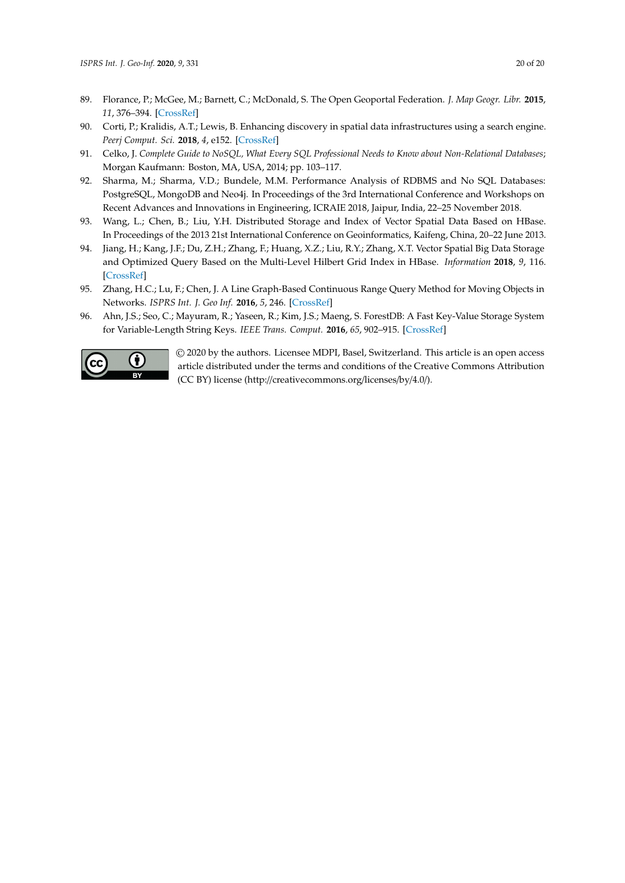89. Florance, P.; McGee, M.; Barnett, C.; McDonald, S. The Open Geoportal Federation. *J. Map Geogr. Libr.* **2015**, *11*, 376–394. [CrossRef]
90. Corti, P.; Kralidis, A.T.; Lewis, B. Enhancing discovery in spatial data infrastructures using a search engine. *Peerj Comput. Sci.* **2018**, *4*, e152. [CrossRef]
91. Celko, J. *Complete Guide to NoSQL, What Every SQL Professional Needs to Know about Non-Relational Databases*; Morgan Kaufmann: Boston, MA, USA, 2014; pp. 103–117.
92. Sharma, M.; Sharma, V.D.; Bundele, M.M. Performance Analysis of RDBMS and No SQL Databases: PostgreSQL, MongoDB and Neo4j. In Proceedings of the 3rd International Conference and Workshops on Recent Advances and Innovations in Engineering, ICRAIE 2018, Jaipur, India, 22–25 November 2018.
93. Wang, L.; Chen, B.; Liu, Y.H. Distributed Storage and Index of Vector Spatial Data Based on HBase. In Proceedings of the 2013 21st International Conference on Geoinformatics, Kaifeng, China, 20–22 June 2013.
94. Jiang, H.; Kang, J.F.; Du, Z.H.; Zhang, F.; Huang, X.Z.; Liu, R.Y.; Zhang, X.T. Vector Spatial Big Data Storage and Optimized Query Based on the Multi-Level Hilbert Grid Index in HBase. *Information* **2018**, *9*, 116. [CrossRef]
95. Zhang, H.C.; Lu, F.; Chen, J. A Line Graph-Based Continuous Range Query Method for Moving Objects in Networks. *ISPRS Int. J. Geo Inf.* **2016**, *5*, 246. [CrossRef]
96. Ahn, J.S.; Seo, C.; Mayuram, R.; Yaseen, R.; Kim, J.S.; Maeng, S. ForestDB: A Fast Key-Value Storage System for Variable-Length String Keys. *IEEE Trans. Comput.* **2016**, *65*, 902–915. [CrossRef]

© 2020 by the authors. Licensee MDPI, Basel, Switzerland. This article is an open access article distributed under the terms and conditions of the Creative Commons Attribution (CC BY) license (http://creativecommons.org/licenses/by/4.0/).